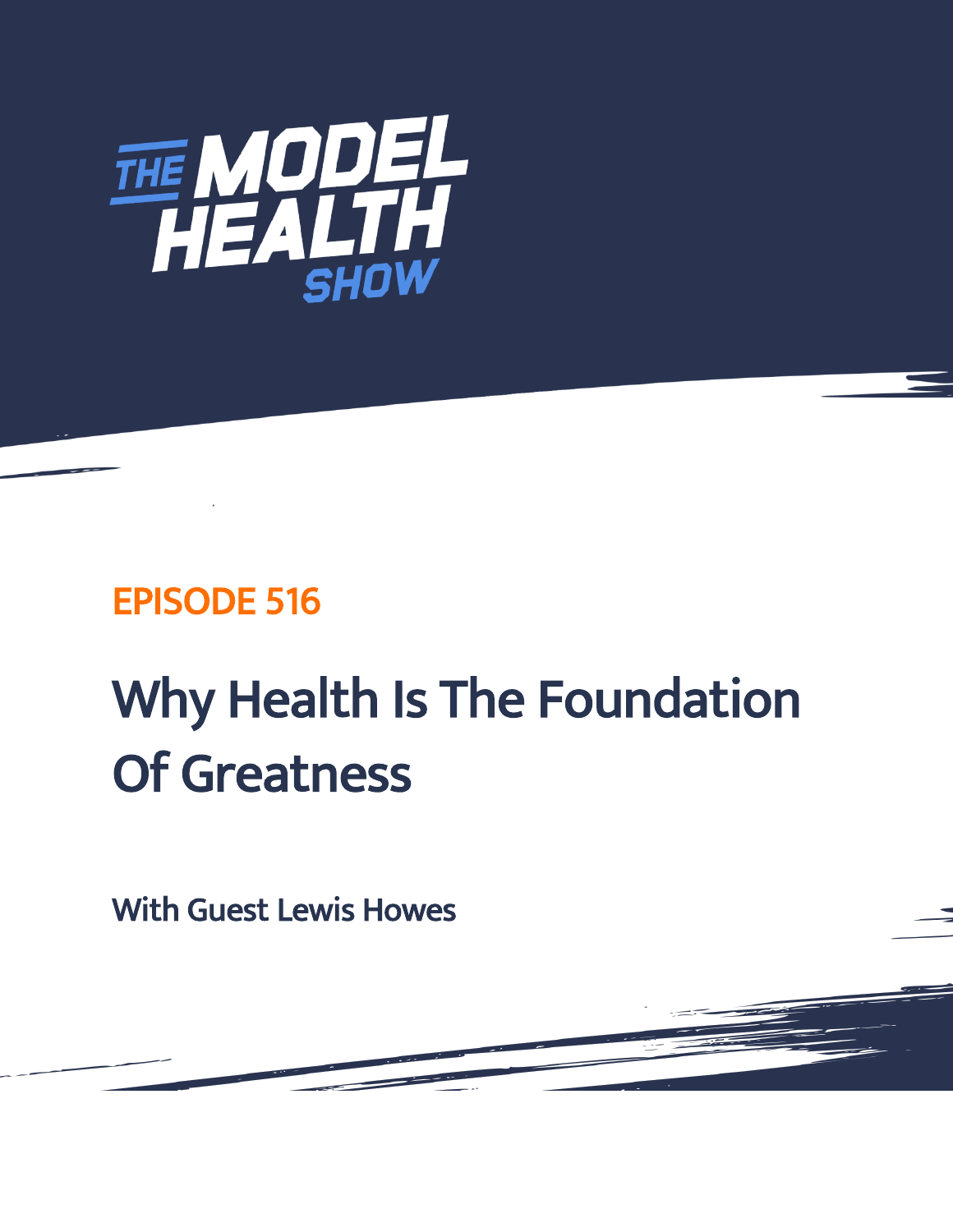THE MODEL HEALTH SHOW

EPISODE 516

# Why Health Is The Foundation Of Greatness

With Guest Lewis Howes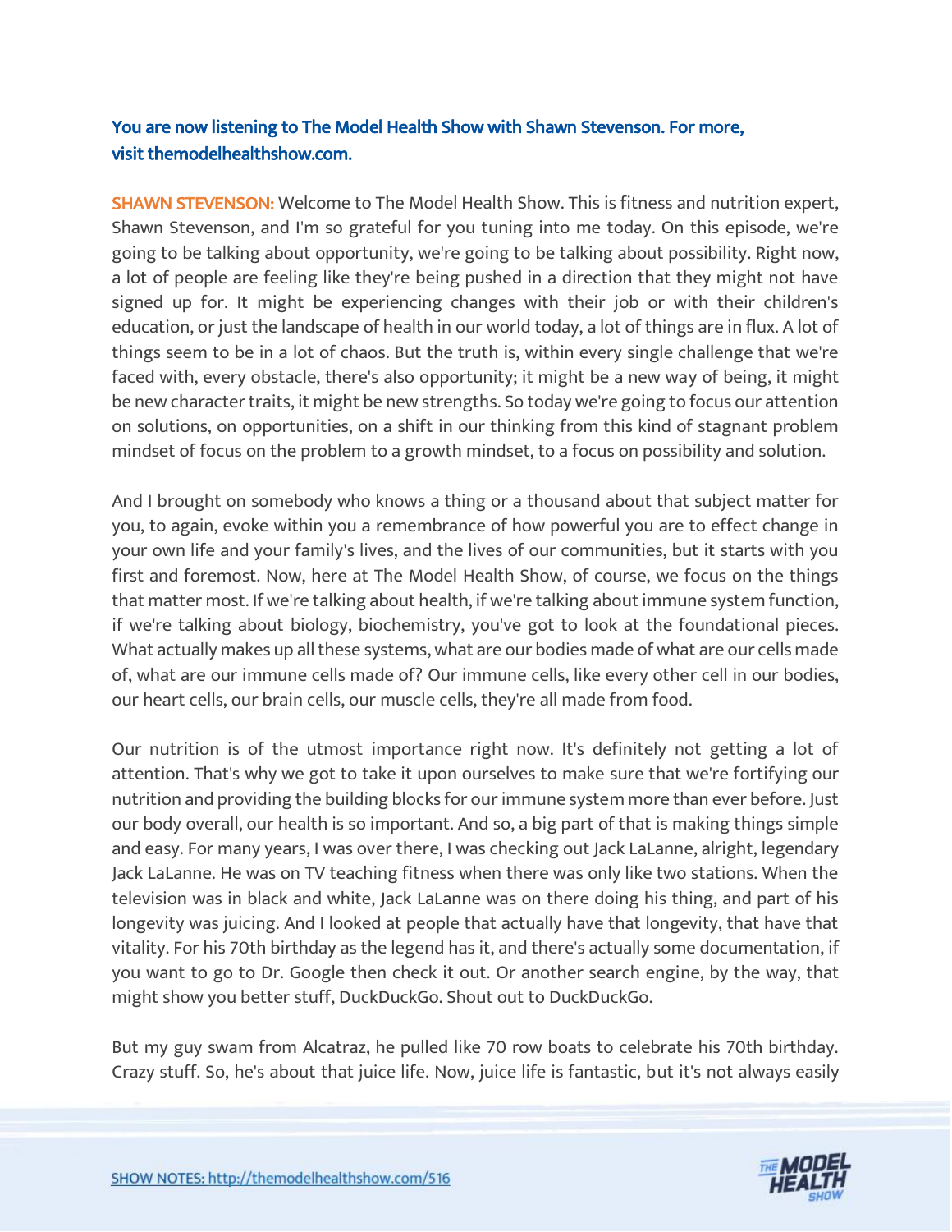You are now listening to The Model Health Show with Shawn Stevenson. For more, visit themodelhealthshow.com.

**SHAWN STEVENSON:** Welcome to The Model Health Show. This is fitness and nutrition expert, Shawn Stevenson, and I'm so grateful for you tuning into me today. On this episode, we're going to be talking about opportunity, we're going to be talking about possibility. Right now, a lot of people are feeling like they're being pushed in a direction that they might not have signed up for. It might be experiencing changes with their job or with their children's education, or just the landscape of health in our world today, a lot of things are in flux. A lot of things seem to be in a lot of chaos. But the truth is, within every single challenge that we're faced with, every obstacle, there's also opportunity; it might be a new way of being, it might be new character traits, it might be new strengths. So today we're going to focus our attention on solutions, on opportunities, on a shift in our thinking from this kind of stagnant problem mindset of focus on the problem to a growth mindset, to a focus on possibility and solution.

And I brought on somebody who knows a thing or a thousand about that subject matter for you, to again, evoke within you a remembrance of how powerful you are to effect change in your own life and your family's lives, and the lives of our communities, but it starts with you first and foremost. Now, here at The Model Health Show, of course, we focus on the things that matter most. If we're talking about health, if we're talking about immune system function, if we're talking about biology, biochemistry, you've got to look at the foundational pieces. What actually makes up all these systems, what are our bodies made of what are our cells made of, what are our immune cells made of? Our immune cells, like every other cell in our bodies, our heart cells, our brain cells, our muscle cells, they're all made from food.

Our nutrition is of the utmost importance right now. It's definitely not getting a lot of attention. That's why we got to take it upon ourselves to make sure that we're fortifying our nutrition and providing the building blocks for our immune system more than ever before. Just our body overall, our health is so important. And so, a big part of that is making things simple and easy. For many years, I was over there, I was checking out Jack LaLanne, alright, legendary Jack LaLanne. He was on TV teaching fitness when there was only like two stations. When the television was in black and white, Jack LaLanne was on there doing his thing, and part of his longevity was juicing. And I looked at people that actually have that longevity, that have that vitality. For his 70th birthday as the legend has it, and there's actually some documentation, if you want to go to Dr. Google then check it out. Or another search engine, by the way, that might show you better stuff, DuckDuckGo. Shout out to DuckDuckGo.

But my guy swam from Alcatraz, he pulled like 70 row boats to celebrate his 70th birthday. Crazy stuff. So, he's about that juice life. Now, juice life is fantastic, but it's not always easily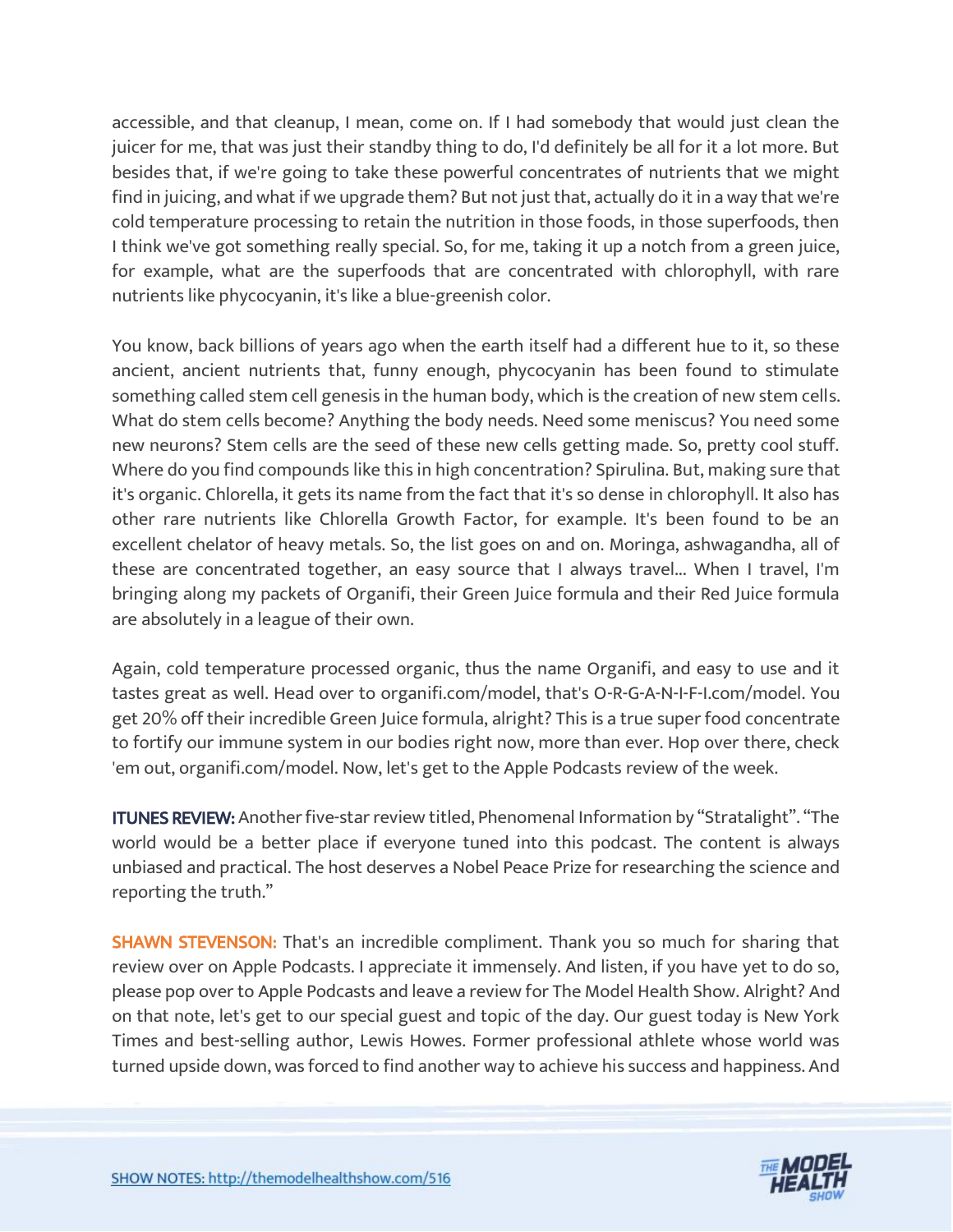accessible, and that cleanup, I mean, come on. If I had somebody that would just clean the juicer for me, that was just their standby thing to do, I'd definitely be all for it a lot more. But besides that, if we're going to take these powerful concentrates of nutrients that we might find in juicing, and what if we upgrade them? But not just that, actually do it in a way that we're cold temperature processing to retain the nutrition in those foods, in those superfoods, then I think we've got something really special. So, for me, taking it up a notch from a green juice, for example, what are the superfoods that are concentrated with chlorophyll, with rare nutrients like phycocyanin, it's like a blue-greenish color.

You know, back billions of years ago when the earth itself had a different hue to it, so these ancient, ancient nutrients that, funny enough, phycocyanin has been found to stimulate something called stem cell genesis in the human body, which is the creation of new stem cells. What do stem cells become? Anything the body needs. Need some meniscus? You need some new neurons? Stem cells are the seed of these new cells getting made. So, pretty cool stuff. Where do you find compounds like this in high concentration? Spirulina. But, making sure that it's organic. Chlorella, it gets its name from the fact that it's so dense in chlorophyll. It also has other rare nutrients like Chlorella Growth Factor, for example. It's been found to be an excellent chelator of heavy metals. So, the list goes on and on. Moringa, ashwagandha, all of these are concentrated together, an easy source that I always travel... When I travel, I'm bringing along my packets of Organifi, their Green Juice formula and their Red Juice formula are absolutely in a league of their own.

Again, cold temperature processed organic, thus the name Organifi, and easy to use and it tastes great as well. Head over to organifi.com/model, that's O-R-G-A-N-I-F-I.com/model. You get 20% off their incredible Green Juice formula, alright? This is a true super food concentrate to fortify our immune system in our bodies right now, more than ever. Hop over there, check 'em out, organifi.com/model. Now, let's get to the Apple Podcasts review of the week.

**ITUNES REVIEW:** Another five-star review titled, Phenomenal Information by "Stratalight". "The world would be a better place if everyone tuned into this podcast. The content is always unbiased and practical. The host deserves a Nobel Peace Prize for researching the science and reporting the truth."

**SHAWN STEVENSON:** That's an incredible compliment. Thank you so much for sharing that review over on Apple Podcasts. I appreciate it immensely. And listen, if you have yet to do so, please pop over to Apple Podcasts and leave a review for The Model Health Show. Alright? And on that note, let's get to our special guest and topic of the day. Our guest today is New York Times and best-selling author, Lewis Howes. Former professional athlete whose world was turned upside down, was forced to find another way to achieve his success and happiness. And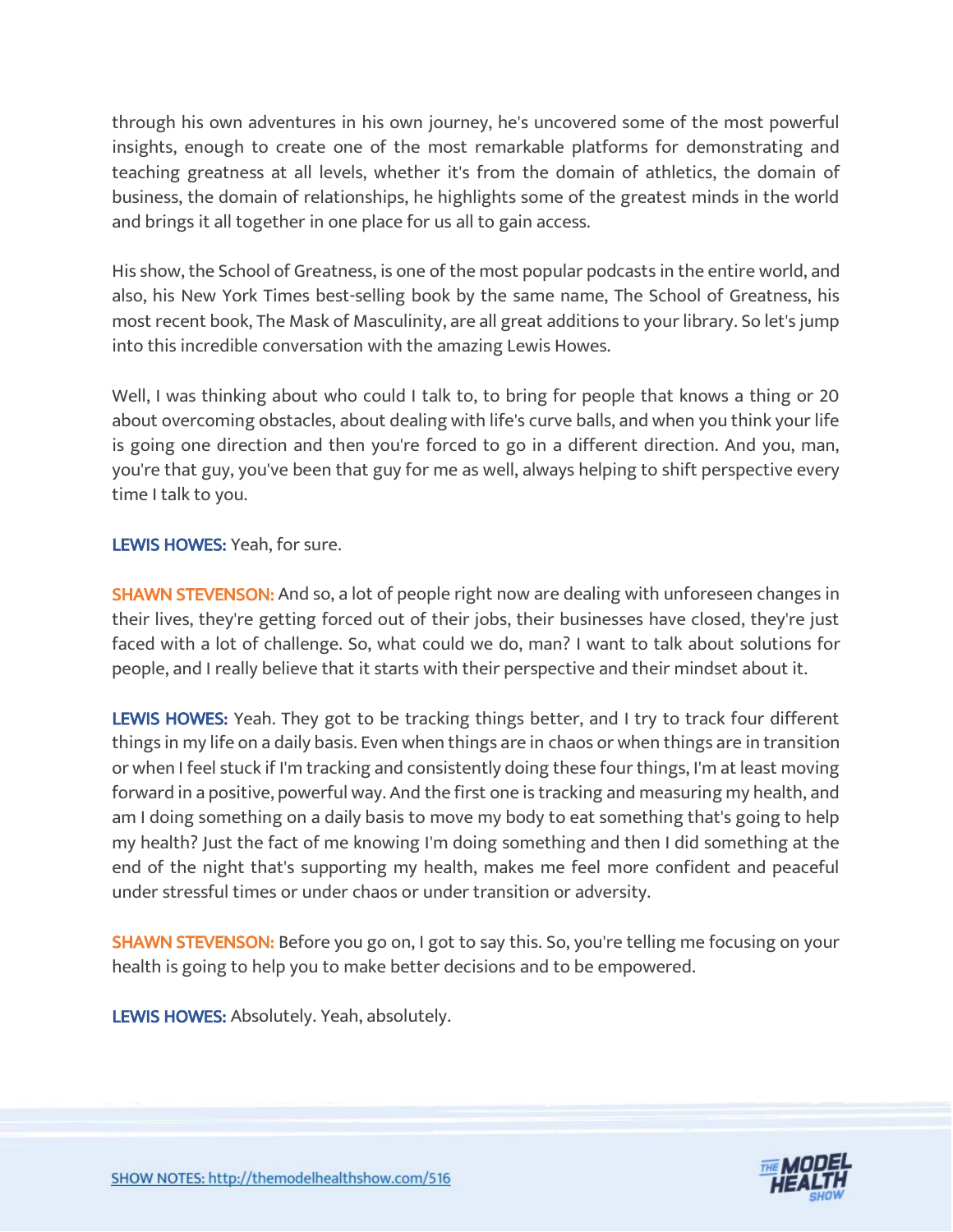through his own adventures in his own journey, he's uncovered some of the most powerful insights, enough to create one of the most remarkable platforms for demonstrating and teaching greatness at all levels, whether it's from the domain of athletics, the domain of business, the domain of relationships, he highlights some of the greatest minds in the world and brings it all together in one place for us all to gain access.

His show, the School of Greatness, is one of the most popular podcasts in the entire world, and also, his New York Times best-selling book by the same name, The School of Greatness, his most recent book, The Mask of Masculinity, are all great additions to your library. So let's jump into this incredible conversation with the amazing Lewis Howes.

Well, I was thinking about who could I talk to, to bring for people that knows a thing or 20 about overcoming obstacles, about dealing with life's curve balls, and when you think your life is going one direction and then you're forced to go in a different direction. And you, man, you're that guy, you've been that guy for me as well, always helping to shift perspective every time I talk to you.

**LEWIS HOWES:** Yeah, for sure.

**SHAWN STEVENSON:** And so, a lot of people right now are dealing with unforeseen changes in their lives, they're getting forced out of their jobs, their businesses have closed, they're just faced with a lot of challenge. So, what could we do, man? I want to talk about solutions for people, and I really believe that it starts with their perspective and their mindset about it.

**LEWIS HOWES:** Yeah. They got to be tracking things better, and I try to track four different things in my life on a daily basis. Even when things are in chaos or when things are in transition or when I feel stuck if I'm tracking and consistently doing these four things, I'm at least moving forward in a positive, powerful way. And the first one is tracking and measuring my health, and am I doing something on a daily basis to move my body to eat something that's going to help my health? Just the fact of me knowing I'm doing something and then I did something at the end of the night that's supporting my health, makes me feel more confident and peaceful under stressful times or under chaos or under transition or adversity.

**SHAWN STEVENSON:** Before you go on, I got to say this. So, you're telling me focusing on your health is going to help you to make better decisions and to be empowered.

**LEWIS HOWES:** Absolutely. Yeah, absolutely.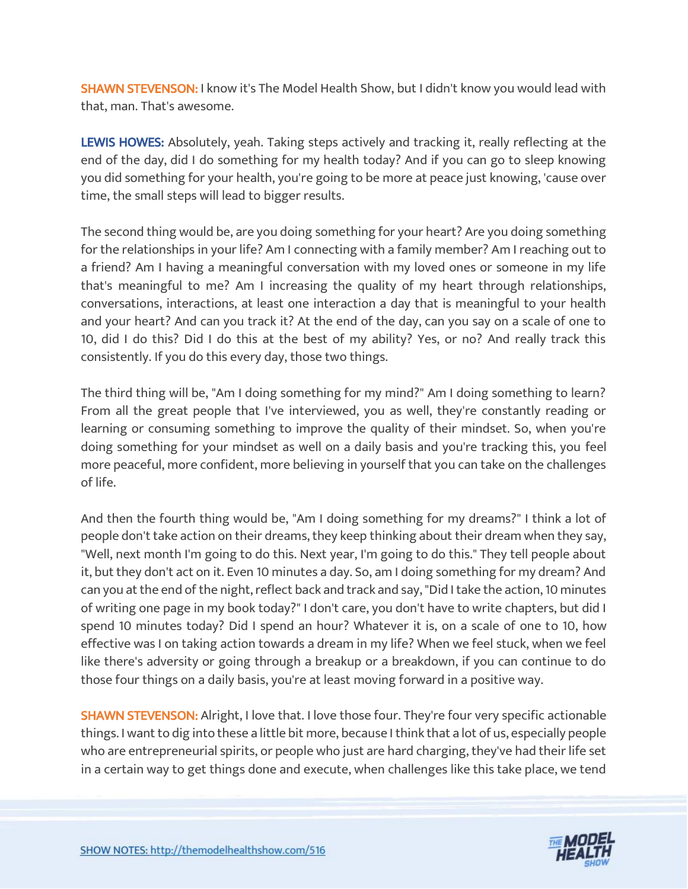**SHAWN STEVENSON:** I know it's The Model Health Show, but I didn't know you would lead with that, man. That's awesome.

**LEWIS HOWES:** Absolutely, yeah. Taking steps actively and tracking it, really reflecting at the end of the day, did I do something for my health today? And if you can go to sleep knowing you did something for your health, you're going to be more at peace just knowing, 'cause over time, the small steps will lead to bigger results.

The second thing would be, are you doing something for your heart? Are you doing something for the relationships in your life? Am I connecting with a family member? Am I reaching out to a friend? Am I having a meaningful conversation with my loved ones or someone in my life that's meaningful to me? Am I increasing the quality of my heart through relationships, conversations, interactions, at least one interaction a day that is meaningful to your health and your heart? And can you track it? At the end of the day, can you say on a scale of one to 10, did I do this? Did I do this at the best of my ability? Yes, or no? And really track this consistently. If you do this every day, those two things.

The third thing will be, "Am I doing something for my mind?" Am I doing something to learn? From all the great people that I've interviewed, you as well, they're constantly reading or learning or consuming something to improve the quality of their mindset. So, when you're doing something for your mindset as well on a daily basis and you're tracking this, you feel more peaceful, more confident, more believing in yourself that you can take on the challenges of life.

And then the fourth thing would be, "Am I doing something for my dreams?" I think a lot of people don't take action on their dreams, they keep thinking about their dream when they say, "Well, next month I'm going to do this. Next year, I'm going to do this." They tell people about it, but they don't act on it. Even 10 minutes a day. So, am I doing something for my dream? And can you at the end of the night, reflect back and track and say, "Did I take the action, 10 minutes of writing one page in my book today?" I don't care, you don't have to write chapters, but did I spend 10 minutes today? Did I spend an hour? Whatever it is, on a scale of one to 10, how effective was I on taking action towards a dream in my life? When we feel stuck, when we feel like there's adversity or going through a breakup or a breakdown, if you can continue to do those four things on a daily basis, you're at least moving forward in a positive way.

**SHAWN STEVENSON:** Alright, I love that. I love those four. They're four very specific actionable things. I want to dig into these a little bit more, because I think that a lot of us, especially people who are entrepreneurial spirits, or people who just are hard charging, they've had their life set in a certain way to get things done and execute, when challenges like this take place, we tend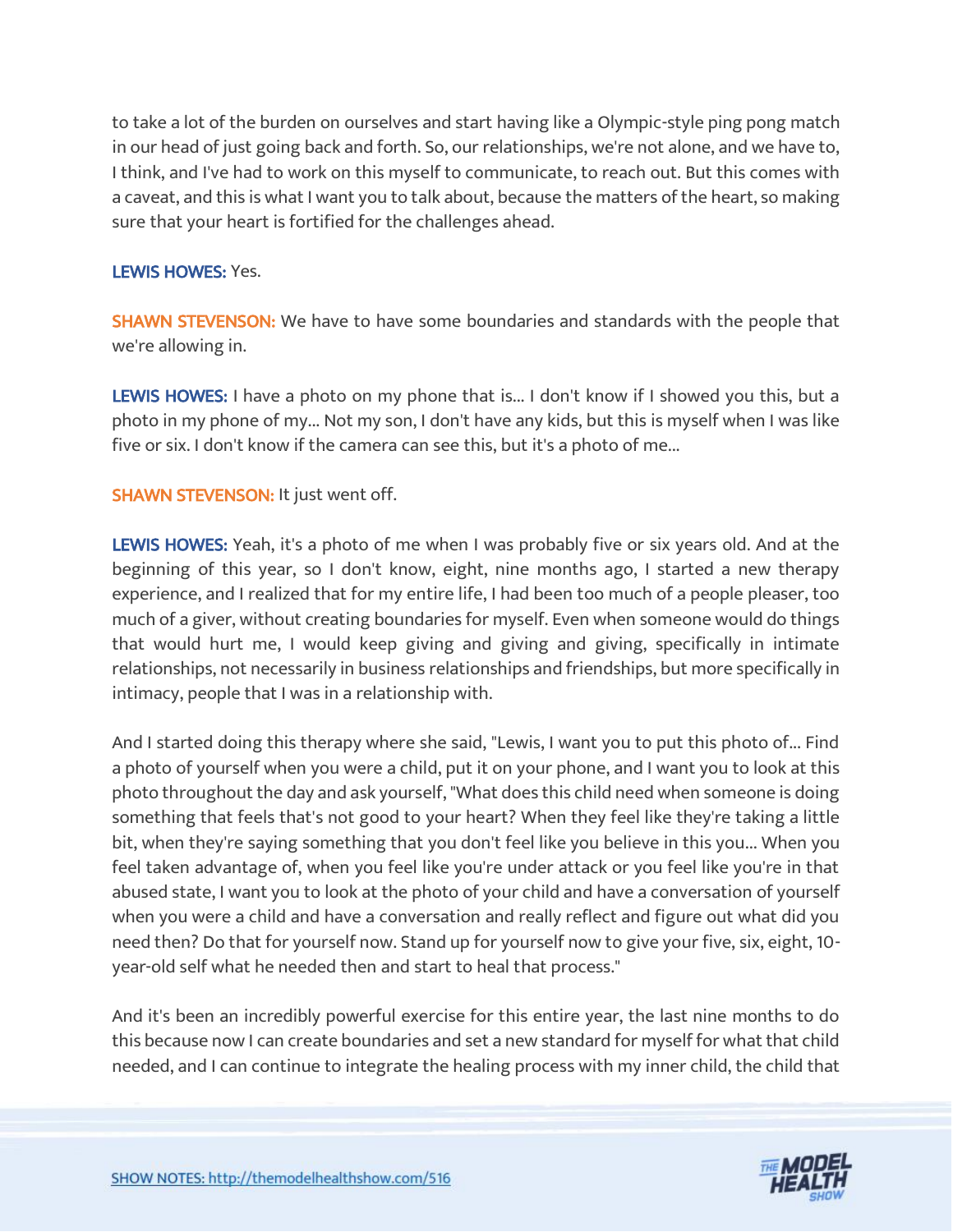to take a lot of the burden on ourselves and start having like a Olympic-style ping pong match in our head of just going back and forth. So, our relationships, we're not alone, and we have to, I think, and I've had to work on this myself to communicate, to reach out. But this comes with a caveat, and this is what I want you to talk about, because the matters of the heart, so making sure that your heart is fortified for the challenges ahead.

**LEWIS HOWES:** Yes.

**SHAWN STEVENSON:** We have to have some boundaries and standards with the people that we're allowing in.

**LEWIS HOWES:** I have a photo on my phone that is... I don't know if I showed you this, but a photo in my phone of my... Not my son, I don't have any kids, but this is myself when I was like five or six. I don't know if the camera can see this, but it's a photo of me...

**SHAWN STEVENSON:** It just went off.

**LEWIS HOWES:** Yeah, it's a photo of me when I was probably five or six years old. And at the beginning of this year, so I don't know, eight, nine months ago, I started a new therapy experience, and I realized that for my entire life, I had been too much of a people pleaser, too much of a giver, without creating boundaries for myself. Even when someone would do things that would hurt me, I would keep giving and giving and giving, specifically in intimate relationships, not necessarily in business relationships and friendships, but more specifically in intimacy, people that I was in a relationship with.

And I started doing this therapy where she said, "Lewis, I want you to put this photo of... Find a photo of yourself when you were a child, put it on your phone, and I want you to look at this photo throughout the day and ask yourself, "What does this child need when someone is doing something that feels that's not good to your heart? When they feel like they're taking a little bit, when they're saying something that you don't feel like you believe in this you... When you feel taken advantage of, when you feel like you're under attack or you feel like you're in that abused state, I want you to look at the photo of your child and have a conversation of yourself when you were a child and have a conversation and really reflect and figure out what did you need then? Do that for yourself now. Stand up for yourself now to give your five, six, eight, 10-year-old self what he needed then and start to heal that process."

And it's been an incredibly powerful exercise for this entire year, the last nine months to do this because now I can create boundaries and set a new standard for myself for what that child needed, and I can continue to integrate the healing process with my inner child, the child that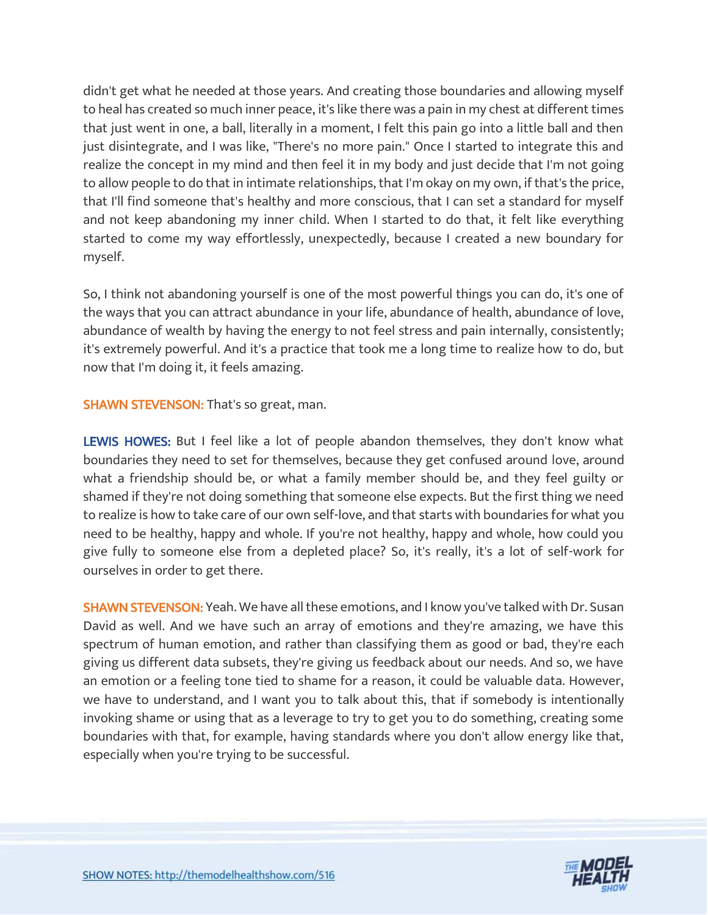didn't get what he needed at those years. And creating those boundaries and allowing myself to heal has created so much inner peace, it's like there was a pain in my chest at different times that just went in one, a ball, literally in a moment, I felt this pain go into a little ball and then just disintegrate, and I was like, "There's no more pain." Once I started to integrate this and realize the concept in my mind and then feel it in my body and just decide that I'm not going to allow people to do that in intimate relationships, that I'm okay on my own, if that's the price, that I'll find someone that's healthy and more conscious, that I can set a standard for myself and not keep abandoning my inner child. When I started to do that, it felt like everything started to come my way effortlessly, unexpectedly, because I created a new boundary for myself.

So, I think not abandoning yourself is one of the most powerful things you can do, it's one of the ways that you can attract abundance in your life, abundance of health, abundance of love, abundance of wealth by having the energy to not feel stress and pain internally, consistently; it's extremely powerful. And it's a practice that took me a long time to realize how to do, but now that I'm doing it, it feels amazing.

**SHAWN STEVENSON:** That's so great, man.

**LEWIS HOWES:** But I feel like a lot of people abandon themselves, they don't know what boundaries they need to set for themselves, because they get confused around love, around what a friendship should be, or what a family member should be, and they feel guilty or shamed if they're not doing something that someone else expects. But the first thing we need to realize is how to take care of our own self-love, and that starts with boundaries for what you need to be healthy, happy and whole. If you're not healthy, happy and whole, how could you give fully to someone else from a depleted place? So, it's really, it's a lot of self-work for ourselves in order to get there.

**SHAWN STEVENSON:** Yeah. We have all these emotions, and I know you've talked with Dr. Susan David as well. And we have such an array of emotions and they're amazing, we have this spectrum of human emotion, and rather than classifying them as good or bad, they're each giving us different data subsets, they're giving us feedback about our needs. And so, we have an emotion or a feeling tone tied to shame for a reason, it could be valuable data. However, we have to understand, and I want you to talk about this, that if somebody is intentionally invoking shame or using that as a leverage to try to get you to do something, creating some boundaries with that, for example, having standards where you don't allow energy like that, especially when you're trying to be successful.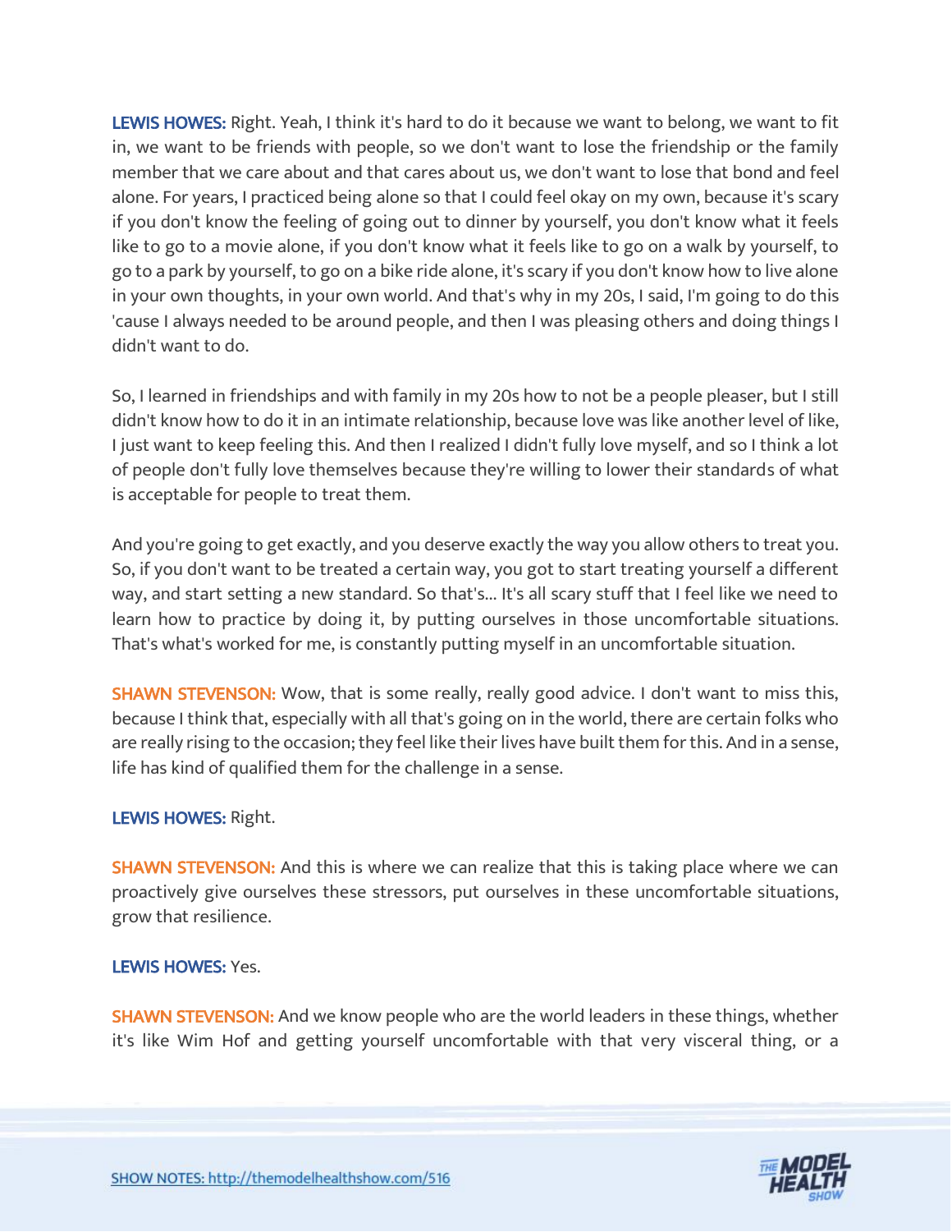**LEWIS HOWES:** Right. Yeah, I think it's hard to do it because we want to belong, we want to fit in, we want to be friends with people, so we don't want to lose the friendship or the family member that we care about and that cares about us, we don't want to lose that bond and feel alone. For years, I practiced being alone so that I could feel okay on my own, because it's scary if you don't know the feeling of going out to dinner by yourself, you don't know what it feels like to go to a movie alone, if you don't know what it feels like to go on a walk by yourself, to go to a park by yourself, to go on a bike ride alone, it's scary if you don't know how to live alone in your own thoughts, in your own world. And that's why in my 20s, I said, I'm going to do this 'cause I always needed to be around people, and then I was pleasing others and doing things I didn't want to do.

So, I learned in friendships and with family in my 20s how to not be a people pleaser, but I still didn't know how to do it in an intimate relationship, because love was like another level of like, I just want to keep feeling this. And then I realized I didn't fully love myself, and so I think a lot of people don't fully love themselves because they're willing to lower their standards of what is acceptable for people to treat them.

And you're going to get exactly, and you deserve exactly the way you allow others to treat you. So, if you don't want to be treated a certain way, you got to start treating yourself a different way, and start setting a new standard. So that's... It's all scary stuff that I feel like we need to learn how to practice by doing it, by putting ourselves in those uncomfortable situations. That's what's worked for me, is constantly putting myself in an uncomfortable situation.

**SHAWN STEVENSON:** Wow, that is some really, really good advice. I don't want to miss this, because I think that, especially with all that's going on in the world, there are certain folks who are really rising to the occasion; they feel like their lives have built them for this. And in a sense, life has kind of qualified them for the challenge in a sense.

**LEWIS HOWES:** Right.

**SHAWN STEVENSON:** And this is where we can realize that this is taking place where we can proactively give ourselves these stressors, put ourselves in these uncomfortable situations, grow that resilience.

**LEWIS HOWES:** Yes.

**SHAWN STEVENSON:** And we know people who are the world leaders in these things, whether it's like Wim Hof and getting yourself uncomfortable with that very visceral thing, or a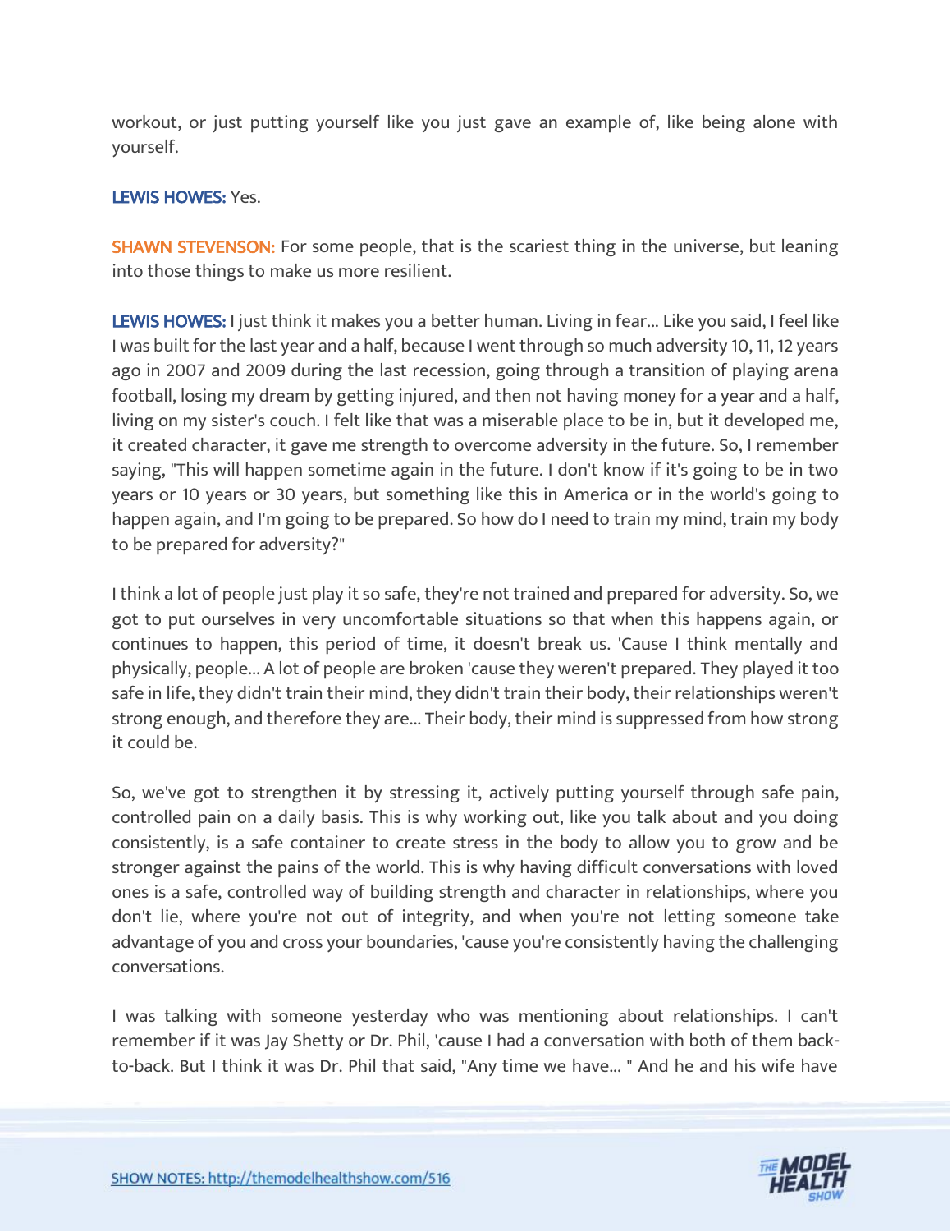workout, or just putting yourself like you just gave an example of, like being alone with yourself.

**LEWIS HOWES:** Yes.

**SHAWN STEVENSON:** For some people, that is the scariest thing in the universe, but leaning into those things to make us more resilient.

**LEWIS HOWES:** I just think it makes you a better human. Living in fear... Like you said, I feel like I was built for the last year and a half, because I went through so much adversity 10, 11, 12 years ago in 2007 and 2009 during the last recession, going through a transition of playing arena football, losing my dream by getting injured, and then not having money for a year and a half, living on my sister's couch. I felt like that was a miserable place to be in, but it developed me, it created character, it gave me strength to overcome adversity in the future. So, I remember saying, "This will happen sometime again in the future. I don't know if it's going to be in two years or 10 years or 30 years, but something like this in America or in the world's going to happen again, and I'm going to be prepared. So how do I need to train my mind, train my body to be prepared for adversity?"

I think a lot of people just play it so safe, they're not trained and prepared for adversity. So, we got to put ourselves in very uncomfortable situations so that when this happens again, or continues to happen, this period of time, it doesn't break us. 'Cause I think mentally and physically, people... A lot of people are broken 'cause they weren't prepared. They played it too safe in life, they didn't train their mind, they didn't train their body, their relationships weren't strong enough, and therefore they are... Their body, their mind is suppressed from how strong it could be.

So, we've got to strengthen it by stressing it, actively putting yourself through safe pain, controlled pain on a daily basis. This is why working out, like you talk about and you doing consistently, is a safe container to create stress in the body to allow you to grow and be stronger against the pains of the world. This is why having difficult conversations with loved ones is a safe, controlled way of building strength and character in relationships, where you don't lie, where you're not out of integrity, and when you're not letting someone take advantage of you and cross your boundaries, 'cause you're consistently having the challenging conversations.

I was talking with someone yesterday who was mentioning about relationships. I can't remember if it was Jay Shetty or Dr. Phil, 'cause I had a conversation with both of them back-to-back. But I think it was Dr. Phil that said, "Any time we have... " And he and his wife have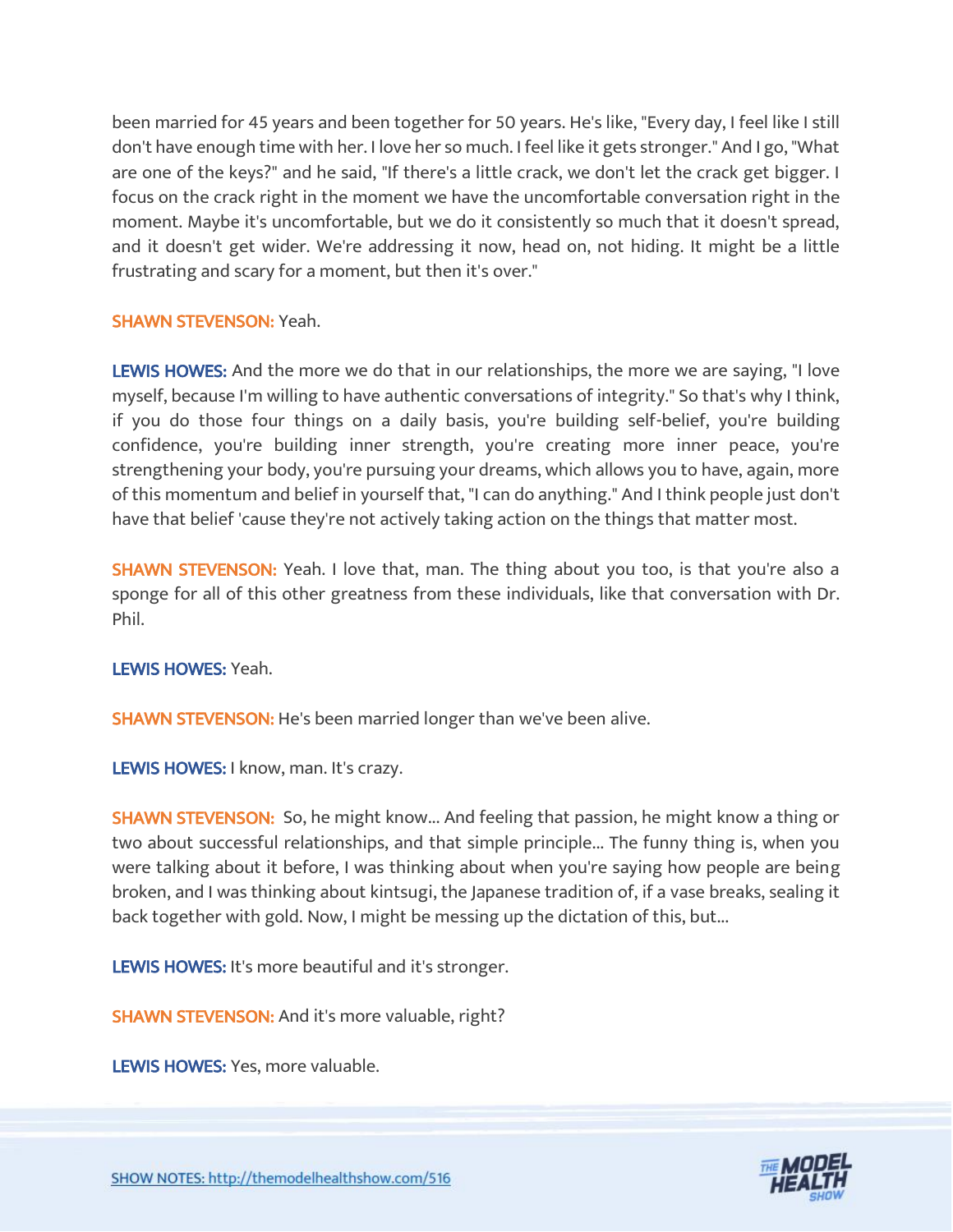been married for 45 years and been together for 50 years. He's like, "Every day, I feel like I still don't have enough time with her. I love her so much. I feel like it gets stronger." And I go, "What are one of the keys?" and he said, "If there's a little crack, we don't let the crack get bigger. I focus on the crack right in the moment we have the uncomfortable conversation right in the moment. Maybe it's uncomfortable, but we do it consistently so much that it doesn't spread, and it doesn't get wider. We're addressing it now, head on, not hiding. It might be a little frustrating and scary for a moment, but then it's over."

**SHAWN STEVENSON:** Yeah.

**LEWIS HOWES:** And the more we do that in our relationships, the more we are saying, "I love myself, because I'm willing to have authentic conversations of integrity." So that's why I think, if you do those four things on a daily basis, you're building self-belief, you're building confidence, you're building inner strength, you're creating more inner peace, you're strengthening your body, you're pursuing your dreams, which allows you to have, again, more of this momentum and belief in yourself that, "I can do anything." And I think people just don't have that belief 'cause they're not actively taking action on the things that matter most.

**SHAWN STEVENSON:** Yeah. I love that, man. The thing about you too, is that you're also a sponge for all of this other greatness from these individuals, like that conversation with Dr. Phil.

**LEWIS HOWES:** Yeah.

**SHAWN STEVENSON:** He's been married longer than we've been alive.

**LEWIS HOWES:** I know, man. It's crazy.

**SHAWN STEVENSON:** So, he might know... And feeling that passion, he might know a thing or two about successful relationships, and that simple principle... The funny thing is, when you were talking about it before, I was thinking about when you're saying how people are being broken, and I was thinking about kintsugi, the Japanese tradition of, if a vase breaks, sealing it back together with gold. Now, I might be messing up the dictation of this, but...

**LEWIS HOWES:** It's more beautiful and it's stronger.

**SHAWN STEVENSON:** And it's more valuable, right?

**LEWIS HOWES:** Yes, more valuable.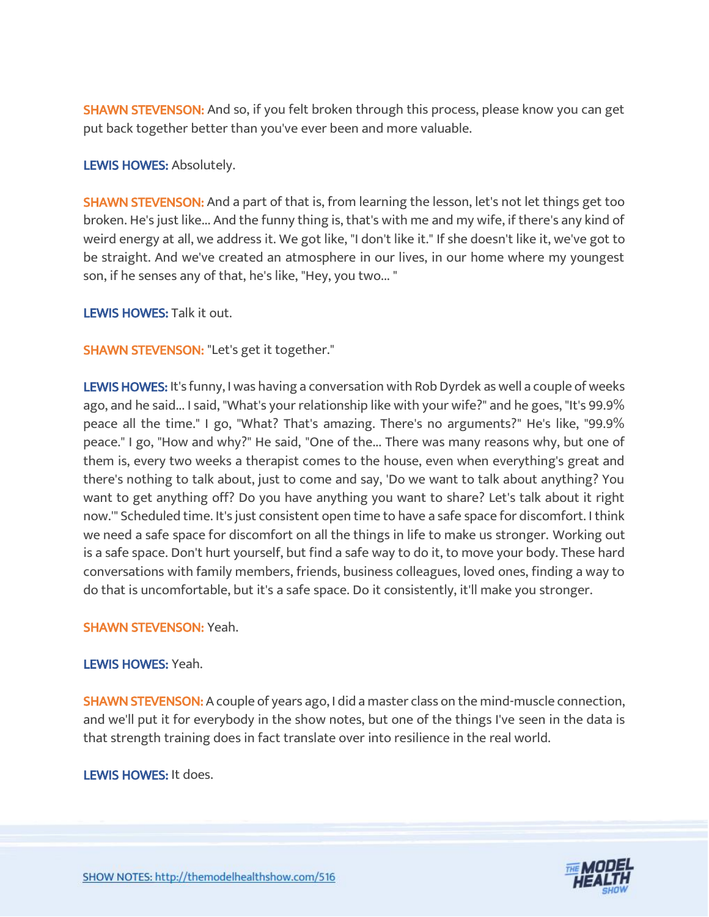**SHAWN STEVENSON:** And so, if you felt broken through this process, please know you can get put back together better than you've ever been and more valuable.

**LEWIS HOWES:** Absolutely.

**SHAWN STEVENSON:** And a part of that is, from learning the lesson, let's not let things get too broken. He's just like... And the funny thing is, that's with me and my wife, if there's any kind of weird energy at all, we address it. We got like, "I don't like it." If she doesn't like it, we've got to be straight. And we've created an atmosphere in our lives, in our home where my youngest son, if he senses any of that, he's like, "Hey, you two... "

**LEWIS HOWES:** Talk it out.

**SHAWN STEVENSON:** "Let's get it together."

**LEWIS HOWES:** It's funny, I was having a conversation with Rob Dyrdek as well a couple of weeks ago, and he said... I said, "What's your relationship like with your wife?" and he goes, "It's 99.9% peace all the time." I go, "What? That's amazing. There's no arguments?" He's like, "99.9% peace." I go, "How and why?" He said, "One of the... There was many reasons why, but one of them is, every two weeks a therapist comes to the house, even when everything's great and there's nothing to talk about, just to come and say, 'Do we want to talk about anything? You want to get anything off? Do you have anything you want to share? Let's talk about it right now.'" Scheduled time. It's just consistent open time to have a safe space for discomfort. I think we need a safe space for discomfort on all the things in life to make us stronger. Working out is a safe space. Don't hurt yourself, but find a safe way to do it, to move your body. These hard conversations with family members, friends, business colleagues, loved ones, finding a way to do that is uncomfortable, but it's a safe space. Do it consistently, it'll make you stronger.

**SHAWN STEVENSON:** Yeah.

**LEWIS HOWES:** Yeah.

**SHAWN STEVENSON:** A couple of years ago, I did a master class on the mind-muscle connection, and we'll put it for everybody in the show notes, but one of the things I've seen in the data is that strength training does in fact translate over into resilience in the real world.

**LEWIS HOWES:** It does.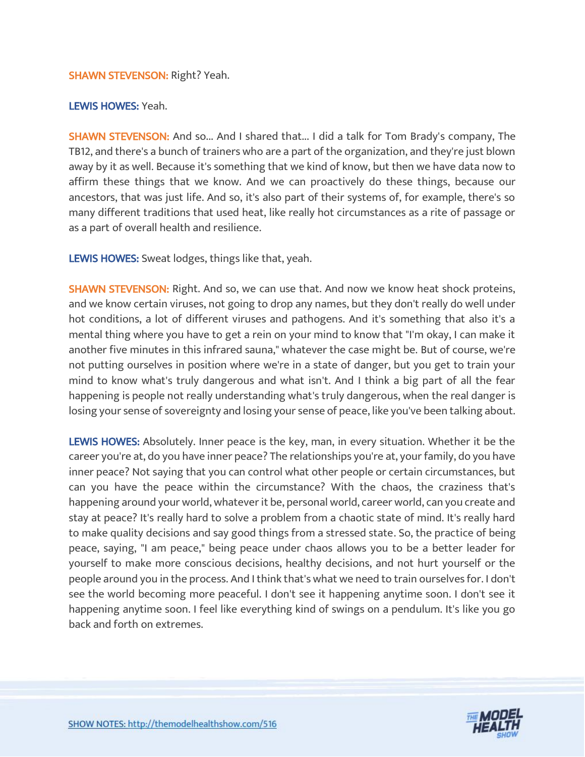**SHAWN STEVENSON:** Right? Yeah.

**LEWIS HOWES:** Yeah.

**SHAWN STEVENSON:** And so... And I shared that... I did a talk for Tom Brady's company, The TB12, and there's a bunch of trainers who are a part of the organization, and they're just blown away by it as well. Because it's something that we kind of know, but then we have data now to affirm these things that we know. And we can proactively do these things, because our ancestors, that was just life. And so, it's also part of their systems of, for example, there's so many different traditions that used heat, like really hot circumstances as a rite of passage or as a part of overall health and resilience.

**LEWIS HOWES:** Sweat lodges, things like that, yeah.

**SHAWN STEVENSON:** Right. And so, we can use that. And now we know heat shock proteins, and we know certain viruses, not going to drop any names, but they don't really do well under hot conditions, a lot of different viruses and pathogens. And it's something that also it's a mental thing where you have to get a rein on your mind to know that "I'm okay, I can make it another five minutes in this infrared sauna," whatever the case might be. But of course, we're not putting ourselves in position where we're in a state of danger, but you get to train your mind to know what's truly dangerous and what isn't. And I think a big part of all the fear happening is people not really understanding what's truly dangerous, when the real danger is losing your sense of sovereignty and losing your sense of peace, like you've been talking about.

**LEWIS HOWES:** Absolutely. Inner peace is the key, man, in every situation. Whether it be the career you're at, do you have inner peace? The relationships you're at, your family, do you have inner peace? Not saying that you can control what other people or certain circumstances, but can you have the peace within the circumstance? With the chaos, the craziness that's happening around your world, whatever it be, personal world, career world, can you create and stay at peace? It's really hard to solve a problem from a chaotic state of mind. It's really hard to make quality decisions and say good things from a stressed state. So, the practice of being peace, saying, "I am peace," being peace under chaos allows you to be a better leader for yourself to make more conscious decisions, healthy decisions, and not hurt yourself or the people around you in the process. And I think that's what we need to train ourselves for. I don't see the world becoming more peaceful. I don't see it happening anytime soon. I don't see it happening anytime soon. I feel like everything kind of swings on a pendulum. It's like you go back and forth on extremes.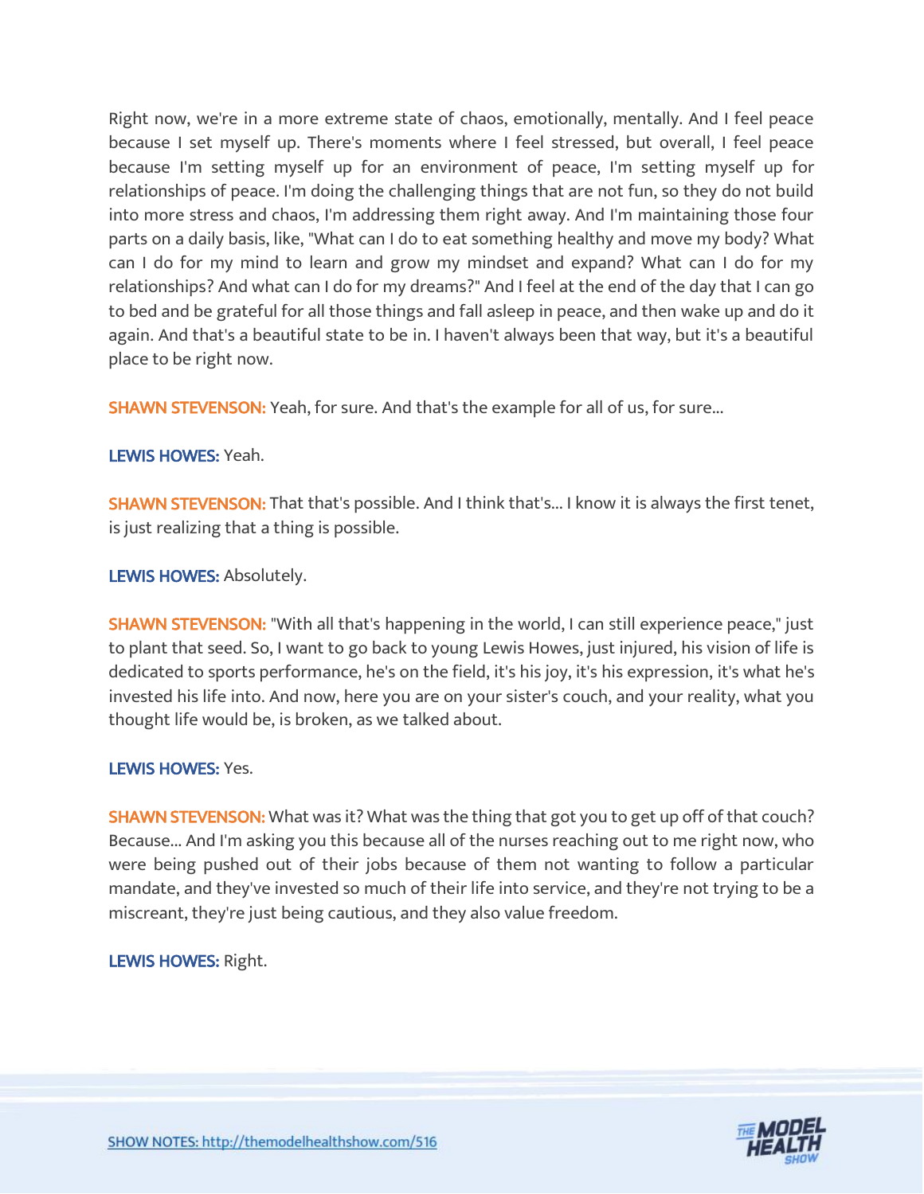Right now, we're in a more extreme state of chaos, emotionally, mentally. And I feel peace because I set myself up. There's moments where I feel stressed, but overall, I feel peace because I'm setting myself up for an environment of peace, I'm setting myself up for relationships of peace. I'm doing the challenging things that are not fun, so they do not build into more stress and chaos, I'm addressing them right away. And I'm maintaining those four parts on a daily basis, like, "What can I do to eat something healthy and move my body? What can I do for my mind to learn and grow my mindset and expand? What can I do for my relationships? And what can I do for my dreams?" And I feel at the end of the day that I can go to bed and be grateful for all those things and fall asleep in peace, and then wake up and do it again. And that's a beautiful state to be in. I haven't always been that way, but it's a beautiful place to be right now.

**SHAWN STEVENSON:** Yeah, for sure. And that's the example for all of us, for sure...

**LEWIS HOWES:** Yeah.

**SHAWN STEVENSON:** That that's possible. And I think that's... I know it is always the first tenet, is just realizing that a thing is possible.

**LEWIS HOWES:** Absolutely.

**SHAWN STEVENSON:** "With all that's happening in the world, I can still experience peace," just to plant that seed. So, I want to go back to young Lewis Howes, just injured, his vision of life is dedicated to sports performance, he's on the field, it's his joy, it's his expression, it's what he's invested his life into. And now, here you are on your sister's couch, and your reality, what you thought life would be, is broken, as we talked about.

**LEWIS HOWES:** Yes.

**SHAWN STEVENSON:** What was it? What was the thing that got you to get up off of that couch? Because... And I'm asking you this because all of the nurses reaching out to me right now, who were being pushed out of their jobs because of them not wanting to follow a particular mandate, and they've invested so much of their life into service, and they're not trying to be a miscreant, they're just being cautious, and they also value freedom.

**LEWIS HOWES:** Right.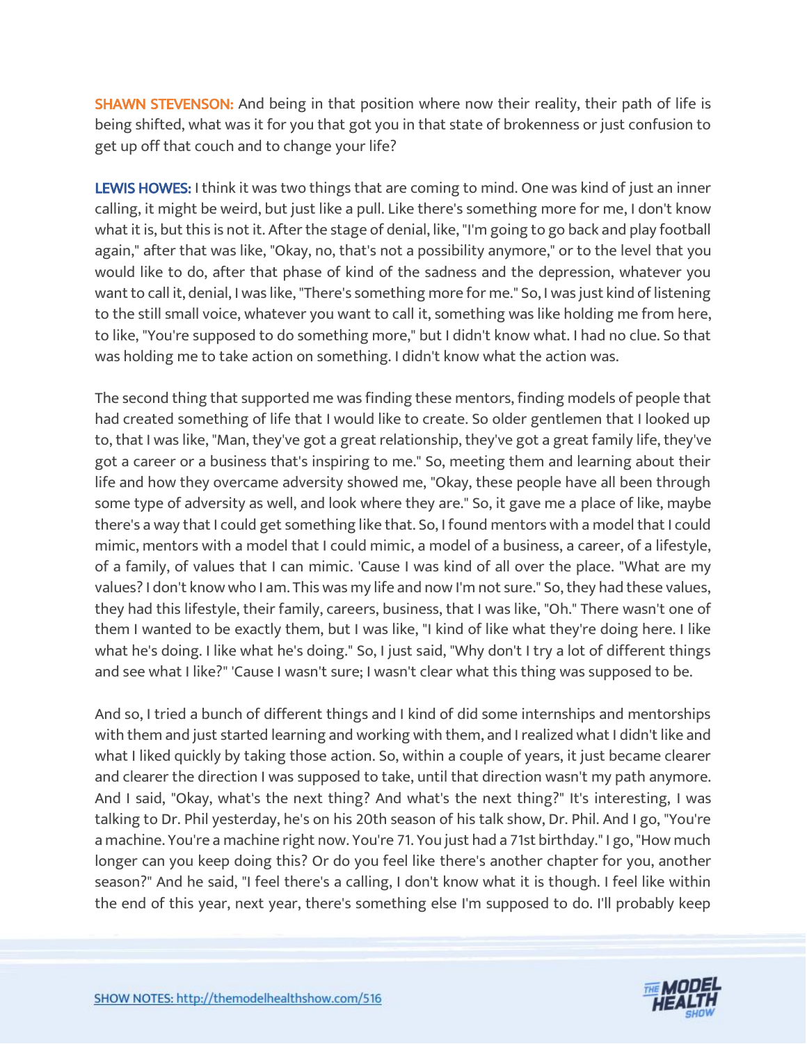**SHAWN STEVENSON:** And being in that position where now their reality, their path of life is being shifted, what was it for you that got you in that state of brokenness or just confusion to get up off that couch and to change your life?

**LEWIS HOWES:** I think it was two things that are coming to mind. One was kind of just an inner calling, it might be weird, but just like a pull. Like there's something more for me, I don't know what it is, but this is not it. After the stage of denial, like, "I'm going to go back and play football again," after that was like, "Okay, no, that's not a possibility anymore," or to the level that you would like to do, after that phase of kind of the sadness and the depression, whatever you want to call it, denial, I was like, "There's something more for me." So, I was just kind of listening to the still small voice, whatever you want to call it, something was like holding me from here, to like, "You're supposed to do something more," but I didn't know what. I had no clue. So that was holding me to take action on something. I didn't know what the action was.

The second thing that supported me was finding these mentors, finding models of people that had created something of life that I would like to create. So older gentlemen that I looked up to, that I was like, "Man, they've got a great relationship, they've got a great family life, they've got a career or a business that's inspiring to me." So, meeting them and learning about their life and how they overcame adversity showed me, "Okay, these people have all been through some type of adversity as well, and look where they are." So, it gave me a place of like, maybe there's a way that I could get something like that. So, I found mentors with a model that I could mimic, mentors with a model that I could mimic, a model of a business, a career, of a lifestyle, of a family, of values that I can mimic. 'Cause I was kind of all over the place. "What are my values? I don't know who I am. This was my life and now I'm not sure." So, they had these values, they had this lifestyle, their family, careers, business, that I was like, "Oh." There wasn't one of them I wanted to be exactly them, but I was like, "I kind of like what they're doing here. I like what he's doing. I like what he's doing." So, I just said, "Why don't I try a lot of different things and see what I like?" 'Cause I wasn't sure; I wasn't clear what this thing was supposed to be.

And so, I tried a bunch of different things and I kind of did some internships and mentorships with them and just started learning and working with them, and I realized what I didn't like and what I liked quickly by taking those action. So, within a couple of years, it just became clearer and clearer the direction I was supposed to take, until that direction wasn't my path anymore. And I said, "Okay, what's the next thing? And what's the next thing?" It's interesting, I was talking to Dr. Phil yesterday, he's on his 20th season of his talk show, Dr. Phil. And I go, "You're a machine. You're a machine right now. You're 71. You just had a 71st birthday." I go, "How much longer can you keep doing this? Or do you feel like there's another chapter for you, another season?" And he said, "I feel there's a calling, I don't know what it is though. I feel like within the end of this year, next year, there's something else I'm supposed to do. I'll probably keep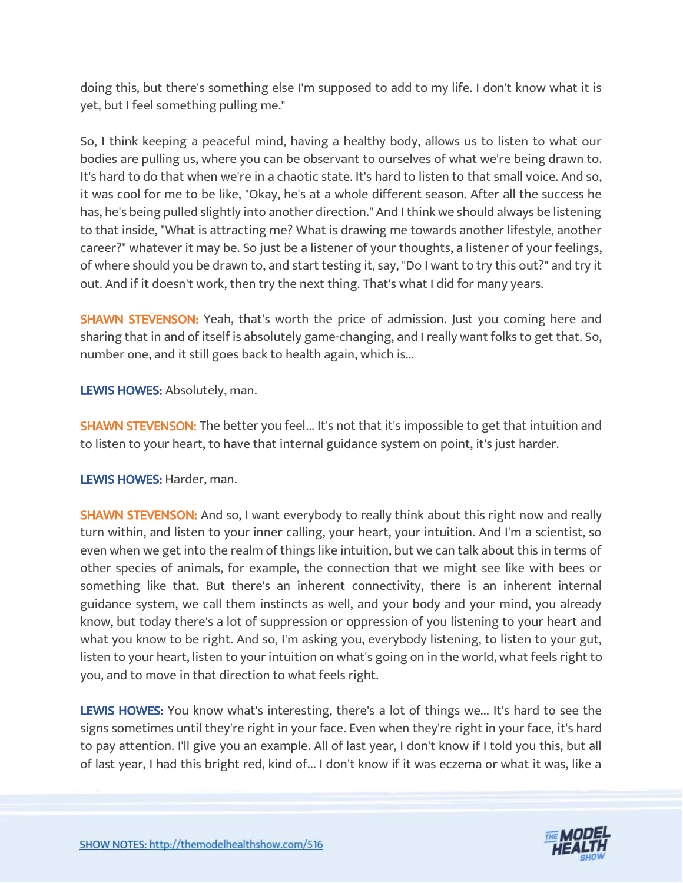doing this, but there's something else I'm supposed to add to my life. I don't know what it is yet, but I feel something pulling me."

So, I think keeping a peaceful mind, having a healthy body, allows us to listen to what our bodies are pulling us, where you can be observant to ourselves of what we're being drawn to. It's hard to do that when we're in a chaotic state. It's hard to listen to that small voice. And so, it was cool for me to be like, "Okay, he's at a whole different season. After all the success he has, he's being pulled slightly into another direction." And I think we should always be listening to that inside, "What is attracting me? What is drawing me towards another lifestyle, another career?" whatever it may be. So just be a listener of your thoughts, a listener of your feelings, of where should you be drawn to, and start testing it, say, "Do I want to try this out?" and try it out. And if it doesn't work, then try the next thing. That's what I did for many years.

**SHAWN STEVENSON:** Yeah, that's worth the price of admission. Just you coming here and sharing that in and of itself is absolutely game-changing, and I really want folks to get that. So, number one, and it still goes back to health again, which is...

**LEWIS HOWES:** Absolutely, man.

**SHAWN STEVENSON:** The better you feel... It's not that it's impossible to get that intuition and to listen to your heart, to have that internal guidance system on point, it's just harder.

**LEWIS HOWES:** Harder, man.

**SHAWN STEVENSON:** And so, I want everybody to really think about this right now and really turn within, and listen to your inner calling, your heart, your intuition. And I'm a scientist, so even when we get into the realm of things like intuition, but we can talk about this in terms of other species of animals, for example, the connection that we might see like with bees or something like that. But there's an inherent connectivity, there is an inherent internal guidance system, we call them instincts as well, and your body and your mind, you already know, but today there's a lot of suppression or oppression of you listening to your heart and what you know to be right. And so, I'm asking you, everybody listening, to listen to your gut, listen to your heart, listen to your intuition on what's going on in the world, what feels right to you, and to move in that direction to what feels right.

**LEWIS HOWES:** You know what's interesting, there's a lot of things we... It's hard to see the signs sometimes until they're right in your face. Even when they're right in your face, it's hard to pay attention. I'll give you an example. All of last year, I don't know if I told you this, but all of last year, I had this bright red, kind of... I don't know if it was eczema or what it was, like a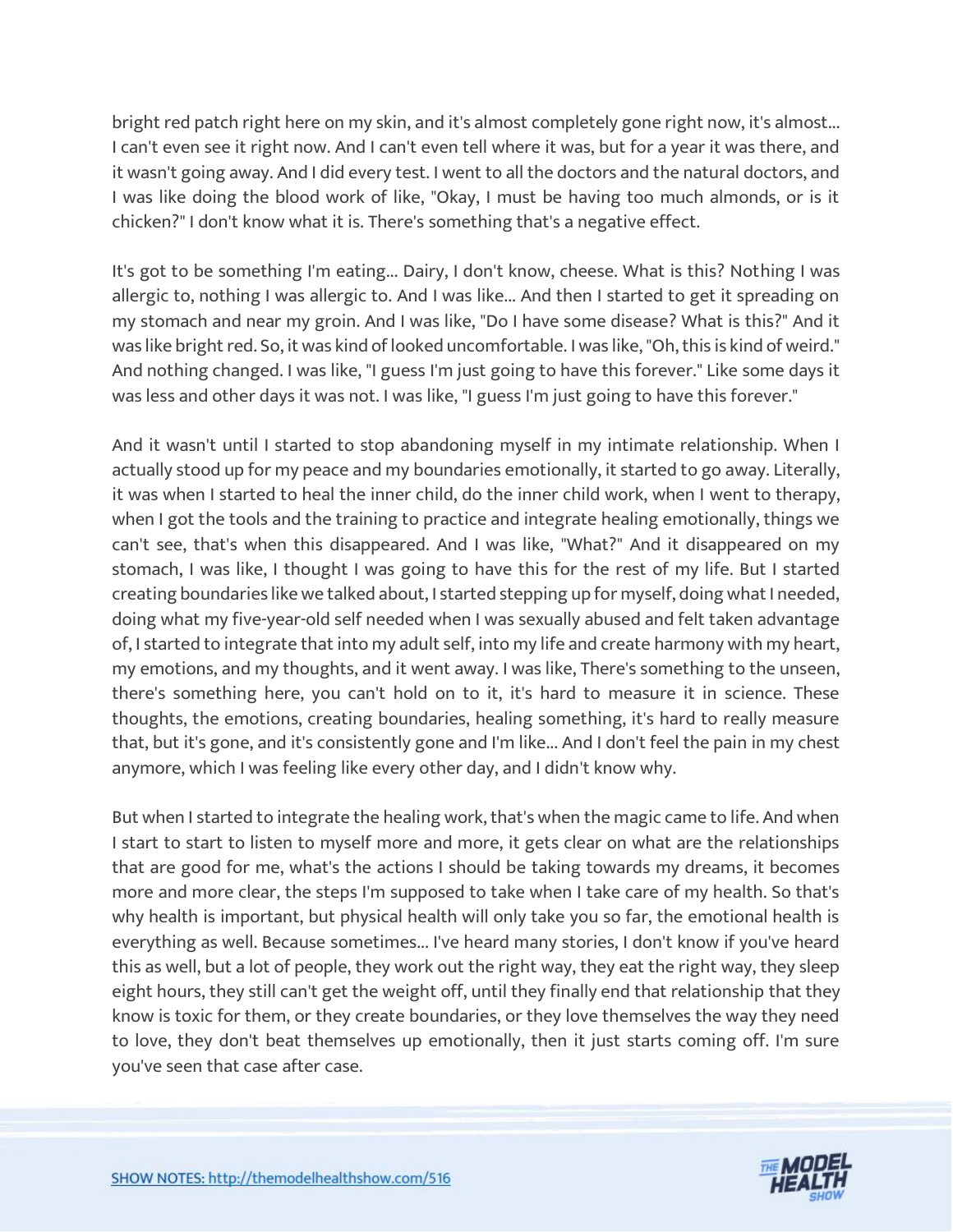bright red patch right here on my skin, and it's almost completely gone right now, it's almost... I can't even see it right now. And I can't even tell where it was, but for a year it was there, and it wasn't going away. And I did every test. I went to all the doctors and the natural doctors, and I was like doing the blood work of like, "Okay, I must be having too much almonds, or is it chicken?" I don't know what it is. There's something that's a negative effect.

It's got to be something I'm eating... Dairy, I don't know, cheese. What is this? Nothing I was allergic to, nothing I was allergic to. And I was like... And then I started to get it spreading on my stomach and near my groin. And I was like, "Do I have some disease? What is this?" And it was like bright red. So, it was kind of looked uncomfortable. I was like, "Oh, this is kind of weird." And nothing changed. I was like, "I guess I'm just going to have this forever." Like some days it was less and other days it was not. I was like, "I guess I'm just going to have this forever."

And it wasn't until I started to stop abandoning myself in my intimate relationship. When I actually stood up for my peace and my boundaries emotionally, it started to go away. Literally, it was when I started to heal the inner child, do the inner child work, when I went to therapy, when I got the tools and the training to practice and integrate healing emotionally, things we can't see, that's when this disappeared. And I was like, "What?" And it disappeared on my stomach, I was like, I thought I was going to have this for the rest of my life. But I started creating boundaries like we talked about, I started stepping up for myself, doing what I needed, doing what my five-year-old self needed when I was sexually abused and felt taken advantage of, I started to integrate that into my adult self, into my life and create harmony with my heart, my emotions, and my thoughts, and it went away. I was like, There's something to the unseen, there's something here, you can't hold on to it, it's hard to measure it in science. These thoughts, the emotions, creating boundaries, healing something, it's hard to really measure that, but it's gone, and it's consistently gone and I'm like... And I don't feel the pain in my chest anymore, which I was feeling like every other day, and I didn't know why.

But when I started to integrate the healing work, that's when the magic came to life. And when I start to start to listen to myself more and more, it gets clear on what are the relationships that are good for me, what's the actions I should be taking towards my dreams, it becomes more and more clear, the steps I'm supposed to take when I take care of my health. So that's why health is important, but physical health will only take you so far, the emotional health is everything as well. Because sometimes... I've heard many stories, I don't know if you've heard this as well, but a lot of people, they work out the right way, they eat the right way, they sleep eight hours, they still can't get the weight off, until they finally end that relationship that they know is toxic for them, or they create boundaries, or they love themselves the way they need to love, they don't beat themselves up emotionally, then it just starts coming off. I'm sure you've seen that case after case.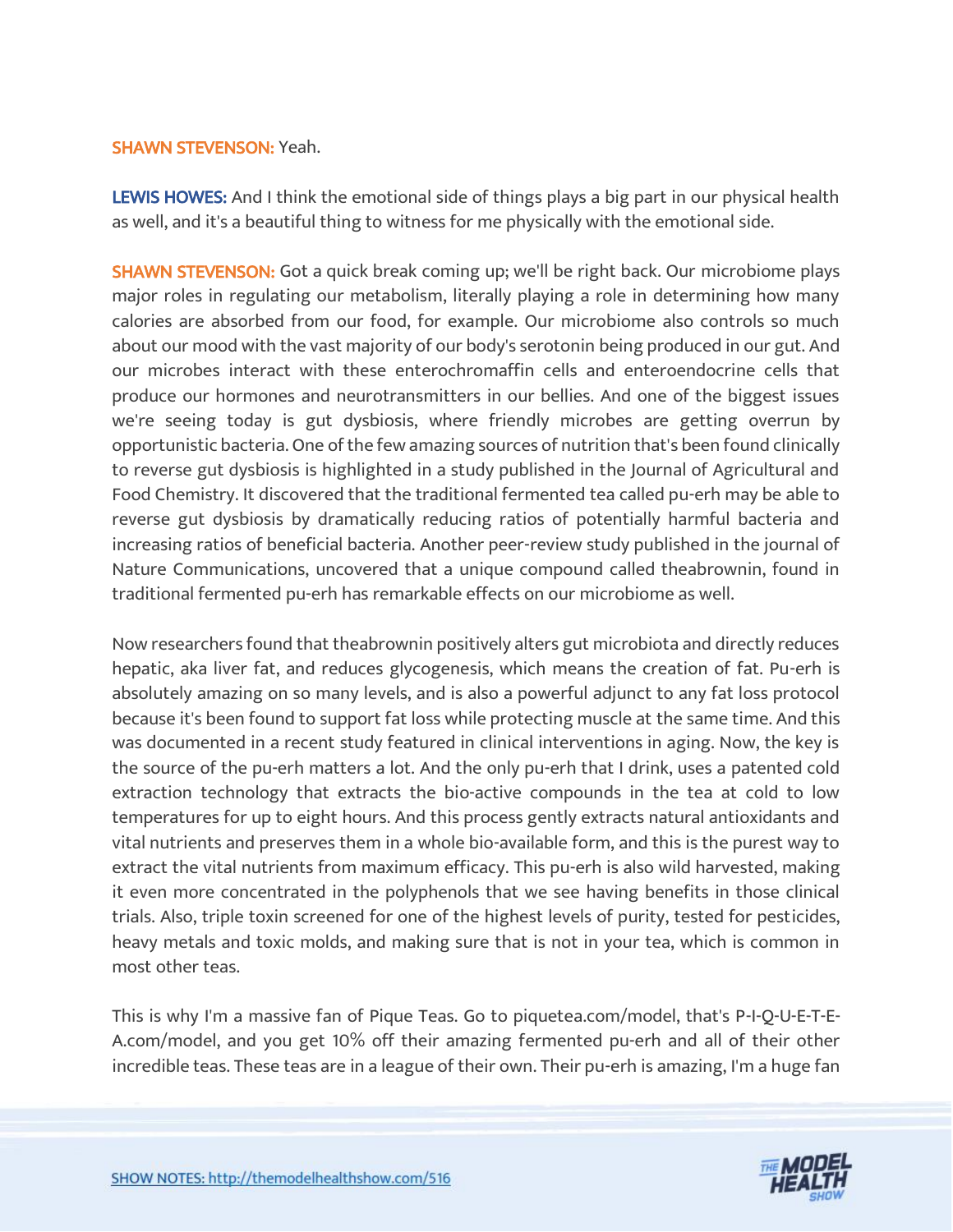**SHAWN STEVENSON:** Yeah.

**LEWIS HOWES:** And I think the emotional side of things plays a big part in our physical health as well, and it's a beautiful thing to witness for me physically with the emotional side.

**SHAWN STEVENSON:** Got a quick break coming up; we'll be right back. Our microbiome plays major roles in regulating our metabolism, literally playing a role in determining how many calories are absorbed from our food, for example. Our microbiome also controls so much about our mood with the vast majority of our body's serotonin being produced in our gut. And our microbes interact with these enterochromaffin cells and enteroendocrine cells that produce our hormones and neurotransmitters in our bellies. And one of the biggest issues we're seeing today is gut dysbiosis, where friendly microbes are getting overrun by opportunistic bacteria. One of the few amazing sources of nutrition that's been found clinically to reverse gut dysbiosis is highlighted in a study published in the Journal of Agricultural and Food Chemistry. It discovered that the traditional fermented tea called pu-erh may be able to reverse gut dysbiosis by dramatically reducing ratios of potentially harmful bacteria and increasing ratios of beneficial bacteria. Another peer-review study published in the journal of Nature Communications, uncovered that a unique compound called theabrownin, found in traditional fermented pu-erh has remarkable effects on our microbiome as well.

Now researchers found that theabrownin positively alters gut microbiota and directly reduces hepatic, aka liver fat, and reduces glycogenesis, which means the creation of fat. Pu-erh is absolutely amazing on so many levels, and is also a powerful adjunct to any fat loss protocol because it's been found to support fat loss while protecting muscle at the same time. And this was documented in a recent study featured in clinical interventions in aging. Now, the key is the source of the pu-erh matters a lot. And the only pu-erh that I drink, uses a patented cold extraction technology that extracts the bio-active compounds in the tea at cold to low temperatures for up to eight hours. And this process gently extracts natural antioxidants and vital nutrients and preserves them in a whole bio-available form, and this is the purest way to extract the vital nutrients from maximum efficacy. This pu-erh is also wild harvested, making it even more concentrated in the polyphenols that we see having benefits in those clinical trials. Also, triple toxin screened for one of the highest levels of purity, tested for pesticides, heavy metals and toxic molds, and making sure that is not in your tea, which is common in most other teas.

This is why I'm a massive fan of Pique Teas. Go to piquetea.com/model, that's P-I-Q-U-E-T-E-A.com/model, and you get 10% off their amazing fermented pu-erh and all of their other incredible teas. These teas are in a league of their own. Their pu-erh is amazing, I'm a huge fan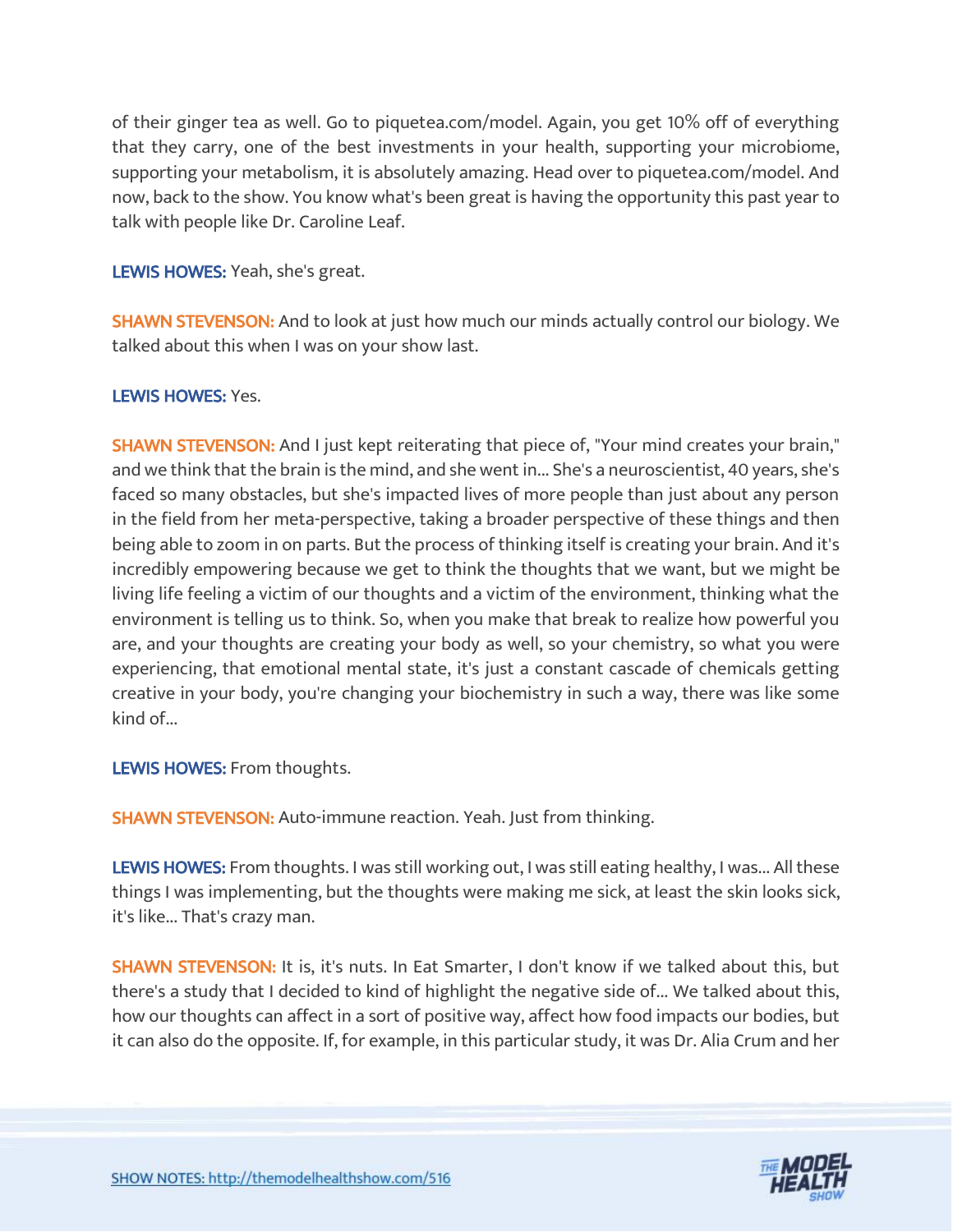of their ginger tea as well. Go to piquetea.com/model. Again, you get 10% off of everything that they carry, one of the best investments in your health, supporting your microbiome, supporting your metabolism, it is absolutely amazing. Head over to piquetea.com/model. And now, back to the show. You know what's been great is having the opportunity this past year to talk with people like Dr. Caroline Leaf.

**LEWIS HOWES:** Yeah, she's great.

**SHAWN STEVENSON:** And to look at just how much our minds actually control our biology. We talked about this when I was on your show last.

**LEWIS HOWES:** Yes.

**SHAWN STEVENSON:** And I just kept reiterating that piece of, "Your mind creates your brain," and we think that the brain is the mind, and she went in... She's a neuroscientist, 40 years, she's faced so many obstacles, but she's impacted lives of more people than just about any person in the field from her meta-perspective, taking a broader perspective of these things and then being able to zoom in on parts. But the process of thinking itself is creating your brain. And it's incredibly empowering because we get to think the thoughts that we want, but we might be living life feeling a victim of our thoughts and a victim of the environment, thinking what the environment is telling us to think. So, when you make that break to realize how powerful you are, and your thoughts are creating your body as well, so your chemistry, so what you were experiencing, that emotional mental state, it's just a constant cascade of chemicals getting creative in your body, you're changing your biochemistry in such a way, there was like some kind of...

**LEWIS HOWES:** From thoughts.

**SHAWN STEVENSON:** Auto-immune reaction. Yeah. Just from thinking.

**LEWIS HOWES:** From thoughts. I was still working out, I was still eating healthy, I was... All these things I was implementing, but the thoughts were making me sick, at least the skin looks sick, it's like... That's crazy man.

**SHAWN STEVENSON:** It is, it's nuts. In Eat Smarter, I don't know if we talked about this, but there's a study that I decided to kind of highlight the negative side of... We talked about this, how our thoughts can affect in a sort of positive way, affect how food impacts our bodies, but it can also do the opposite. If, for example, in this particular study, it was Dr. Alia Crum and her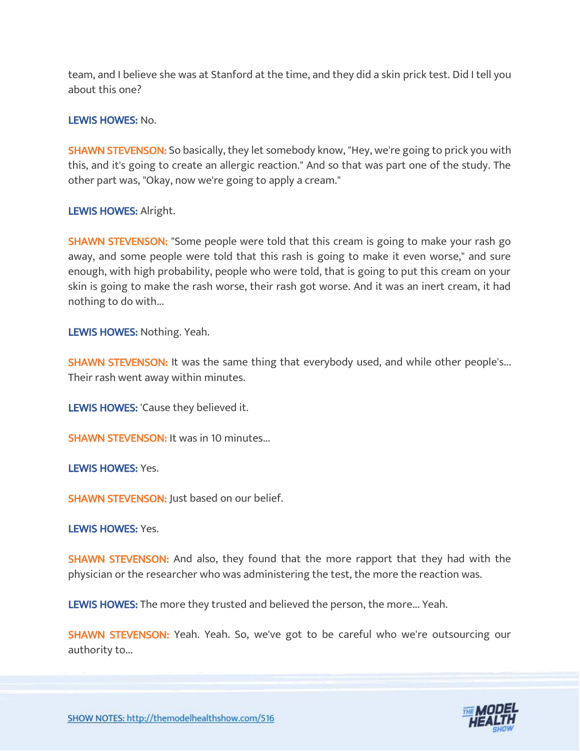team, and I believe she was at Stanford at the time, and they did a skin prick test. Did I tell you about this one?

**LEWIS HOWES:** No.

**SHAWN STEVENSON:** So basically, they let somebody know, "Hey, we're going to prick you with this, and it's going to create an allergic reaction." And so that was part one of the study. The other part was, "Okay, now we're going to apply a cream."

**LEWIS HOWES:** Alright.

**SHAWN STEVENSON:** "Some people were told that this cream is going to make your rash go away, and some people were told that this rash is going to make it even worse," and sure enough, with high probability, people who were told, that is going to put this cream on your skin is going to make the rash worse, their rash got worse. And it was an inert cream, it had nothing to do with...

**LEWIS HOWES:** Nothing. Yeah.

**SHAWN STEVENSON:** It was the same thing that everybody used, and while other people's... Their rash went away within minutes.

**LEWIS HOWES:** 'Cause they believed it.

**SHAWN STEVENSON:** It was in 10 minutes...

**LEWIS HOWES:** Yes.

**SHAWN STEVENSON:** Just based on our belief.

**LEWIS HOWES:** Yes.

**SHAWN STEVENSON:** And also, they found that the more rapport that they had with the physician or the researcher who was administering the test, the more the reaction was.

**LEWIS HOWES:** The more they trusted and believed the person, the more... Yeah.

**SHAWN STEVENSON:** Yeah. Yeah. So, we've got to be careful who we're outsourcing our authority to...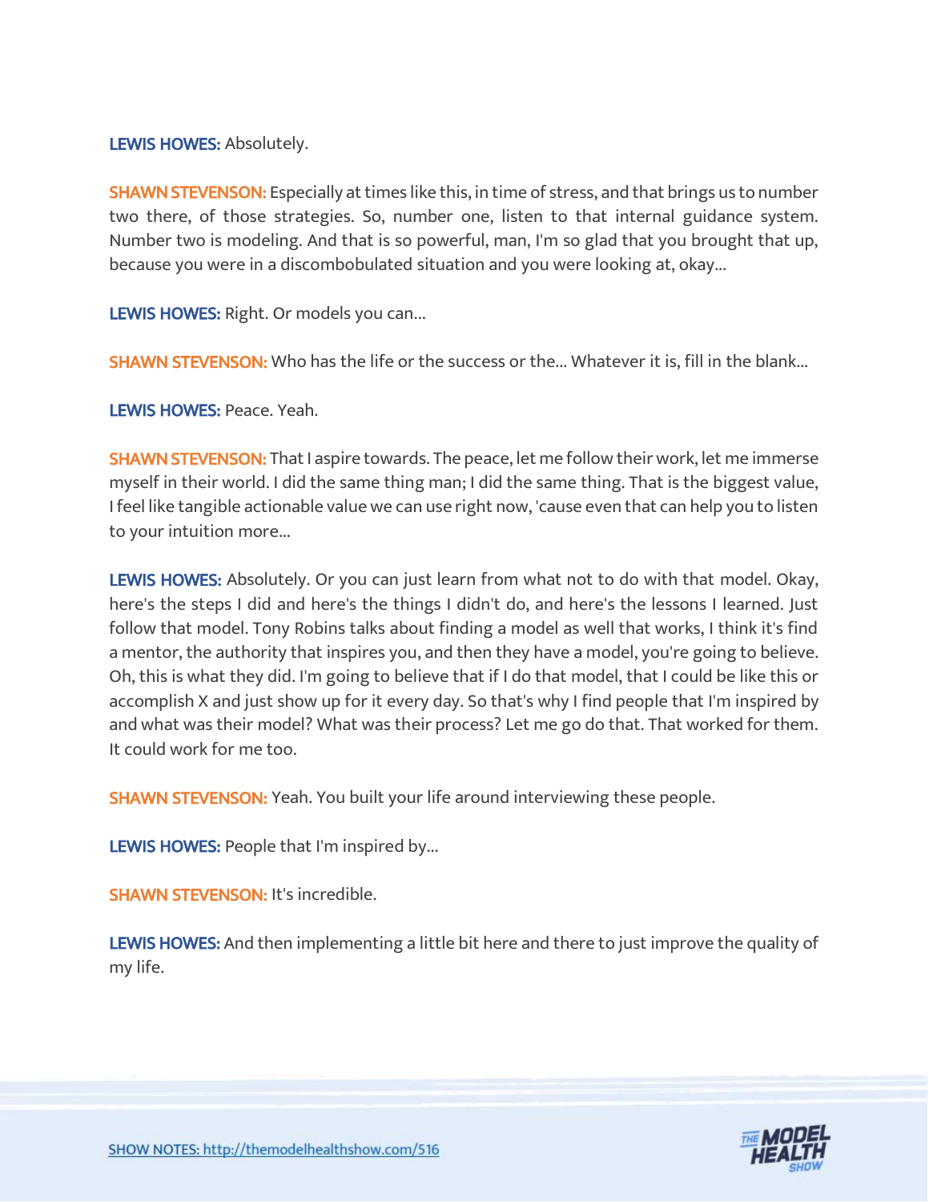**LEWIS HOWES:** Absolutely.

**SHAWN STEVENSON:** Especially at times like this, in time of stress, and that brings us to number two there, of those strategies. So, number one, listen to that internal guidance system. Number two is modeling. And that is so powerful, man, I'm so glad that you brought that up, because you were in a discombobulated situation and you were looking at, okay...

**LEWIS HOWES:** Right. Or models you can...

**SHAWN STEVENSON:** Who has the life or the success or the... Whatever it is, fill in the blank...

**LEWIS HOWES:** Peace. Yeah.

**SHAWN STEVENSON:** That I aspire towards. The peace, let me follow their work, let me immerse myself in their world. I did the same thing man; I did the same thing. That is the biggest value, I feel like tangible actionable value we can use right now, 'cause even that can help you to listen to your intuition more...

**LEWIS HOWES:** Absolutely. Or you can just learn from what not to do with that model. Okay, here's the steps I did and here's the things I didn't do, and here's the lessons I learned. Just follow that model. Tony Robins talks about finding a model as well that works, I think it's find a mentor, the authority that inspires you, and then they have a model, you're going to believe. Oh, this is what they did. I'm going to believe that if I do that model, that I could be like this or accomplish X and just show up for it every day. So that's why I find people that I'm inspired by and what was their model? What was their process? Let me go do that. That worked for them. It could work for me too.

**SHAWN STEVENSON:** Yeah. You built your life around interviewing these people.

**LEWIS HOWES:** People that I'm inspired by...

**SHAWN STEVENSON:** It's incredible.

**LEWIS HOWES:** And then implementing a little bit here and there to just improve the quality of my life.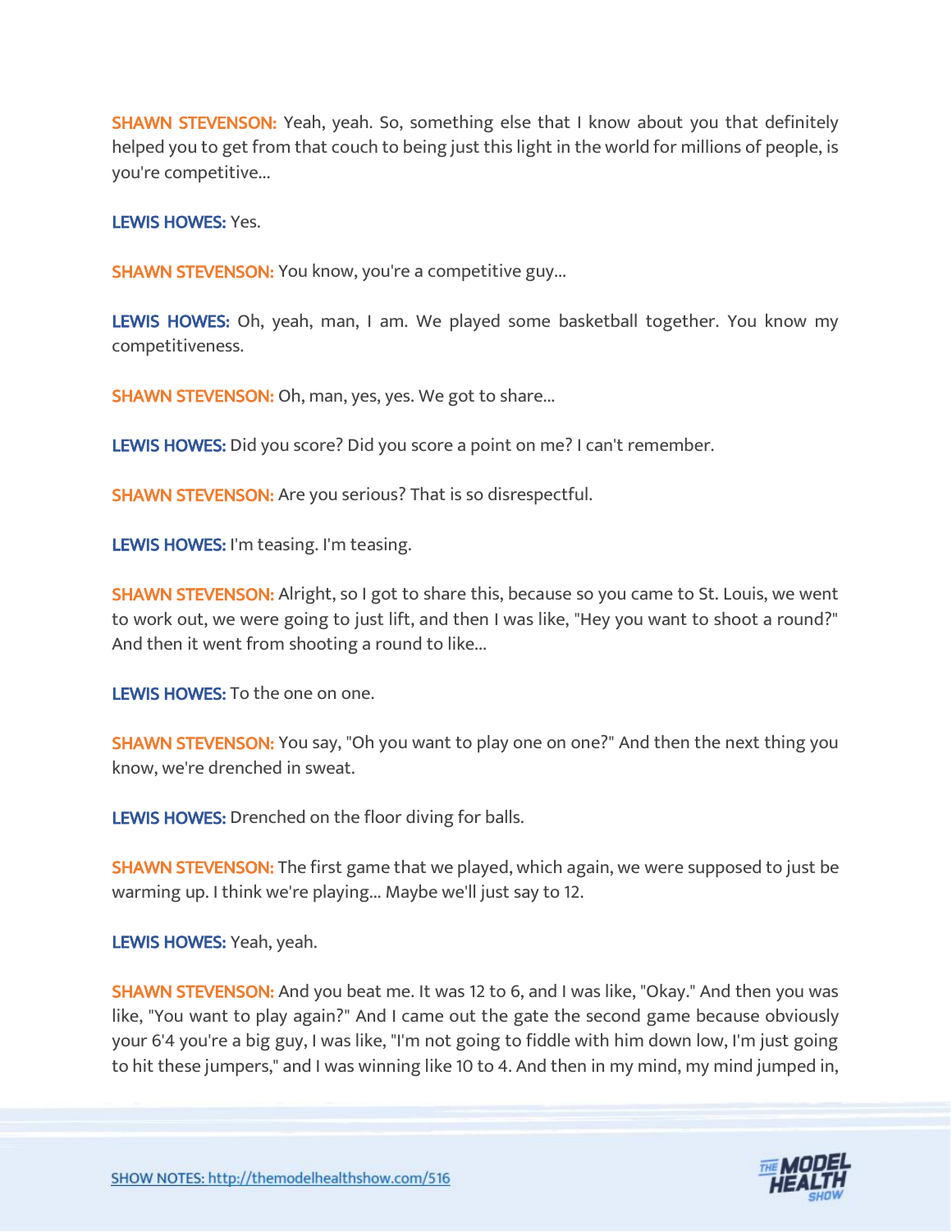**SHAWN STEVENSON:** Yeah, yeah. So, something else that I know about you that definitely helped you to get from that couch to being just this light in the world for millions of people, is you're competitive...

**LEWIS HOWES:** Yes.

**SHAWN STEVENSON:** You know, you're a competitive guy...

**LEWIS HOWES:** Oh, yeah, man, I am. We played some basketball together. You know my competitiveness.

**SHAWN STEVENSON:** Oh, man, yes, yes. We got to share...

**LEWIS HOWES:** Did you score? Did you score a point on me? I can't remember.

**SHAWN STEVENSON:** Are you serious? That is so disrespectful.

**LEWIS HOWES:** I'm teasing. I'm teasing.

**SHAWN STEVENSON:** Alright, so I got to share this, because so you came to St. Louis, we went to work out, we were going to just lift, and then I was like, "Hey you want to shoot a round?" And then it went from shooting a round to like...

**LEWIS HOWES:** To the one on one.

**SHAWN STEVENSON:** You say, "Oh you want to play one on one?" And then the next thing you know, we're drenched in sweat.

**LEWIS HOWES:** Drenched on the floor diving for balls.

**SHAWN STEVENSON:** The first game that we played, which again, we were supposed to just be warming up. I think we're playing... Maybe we'll just say to 12.

**LEWIS HOWES:** Yeah, yeah.

**SHAWN STEVENSON:** And you beat me. It was 12 to 6, and I was like, "Okay." And then you was like, "You want to play again?" And I came out the gate the second game because obviously your 6'4 you're a big guy, I was like, "I'm not going to fiddle with him down low, I'm just going to hit these jumpers," and I was winning like 10 to 4. And then in my mind, my mind jumped in,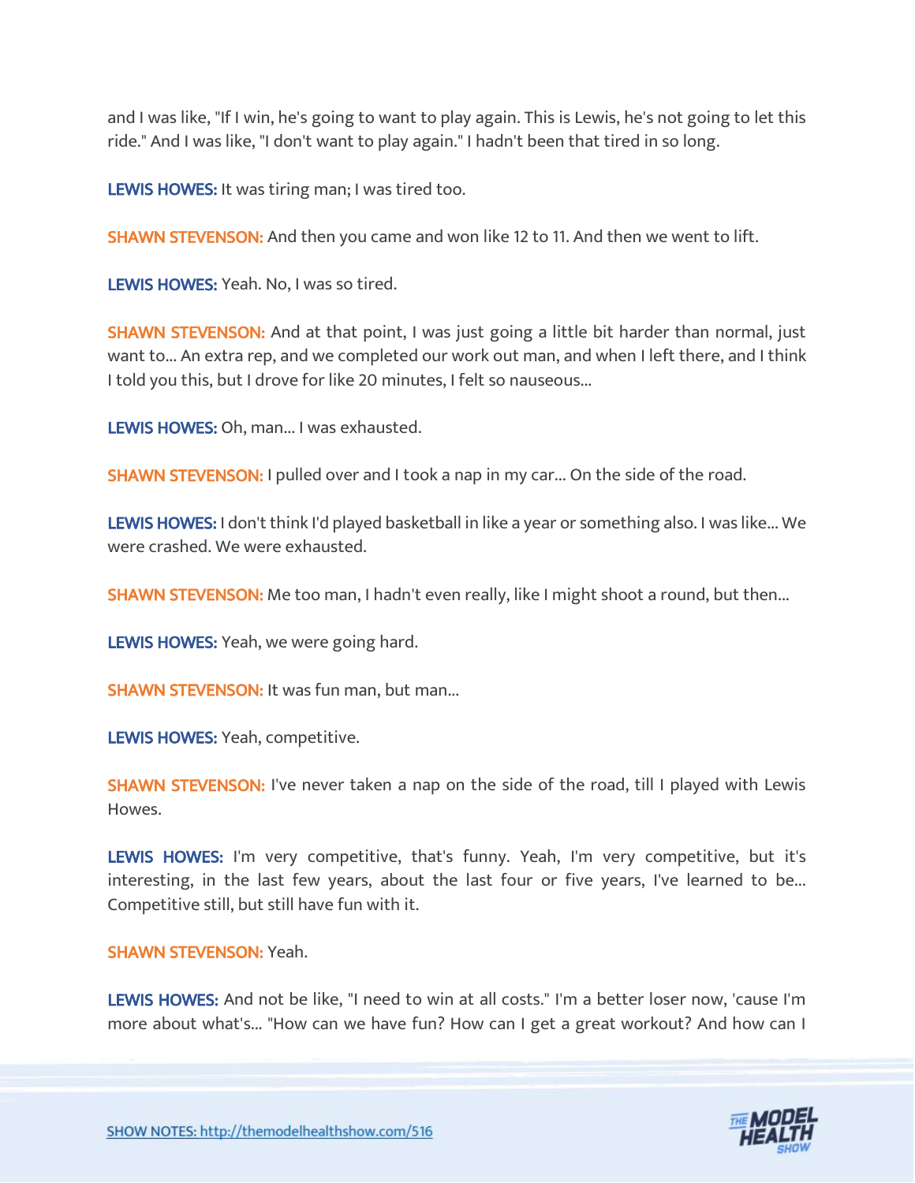and I was like, "If I win, he's going to want to play again. This is Lewis, he's not going to let this ride." And I was like, "I don't want to play again." I hadn't been that tired in so long.

**LEWIS HOWES:** It was tiring man; I was tired too.

**SHAWN STEVENSON:** And then you came and won like 12 to 11. And then we went to lift.

**LEWIS HOWES:** Yeah. No, I was so tired.

**SHAWN STEVENSON:** And at that point, I was just going a little bit harder than normal, just want to... An extra rep, and we completed our work out man, and when I left there, and I think I told you this, but I drove for like 20 minutes, I felt so nauseous...

**LEWIS HOWES:** Oh, man... I was exhausted.

**SHAWN STEVENSON:** I pulled over and I took a nap in my car... On the side of the road.

**LEWIS HOWES:** I don't think I'd played basketball in like a year or something also. I was like... We were crashed. We were exhausted.

**SHAWN STEVENSON:** Me too man, I hadn't even really, like I might shoot a round, but then...

**LEWIS HOWES:** Yeah, we were going hard.

**SHAWN STEVENSON:** It was fun man, but man...

**LEWIS HOWES:** Yeah, competitive.

**SHAWN STEVENSON:** I've never taken a nap on the side of the road, till I played with Lewis Howes.

**LEWIS HOWES:** I'm very competitive, that's funny. Yeah, I'm very competitive, but it's interesting, in the last few years, about the last four or five years, I've learned to be... Competitive still, but still have fun with it.

**SHAWN STEVENSON:** Yeah.

**LEWIS HOWES:** And not be like, "I need to win at all costs." I'm a better loser now, 'cause I'm more about what's... "How can we have fun? How can I get a great workout? And how can I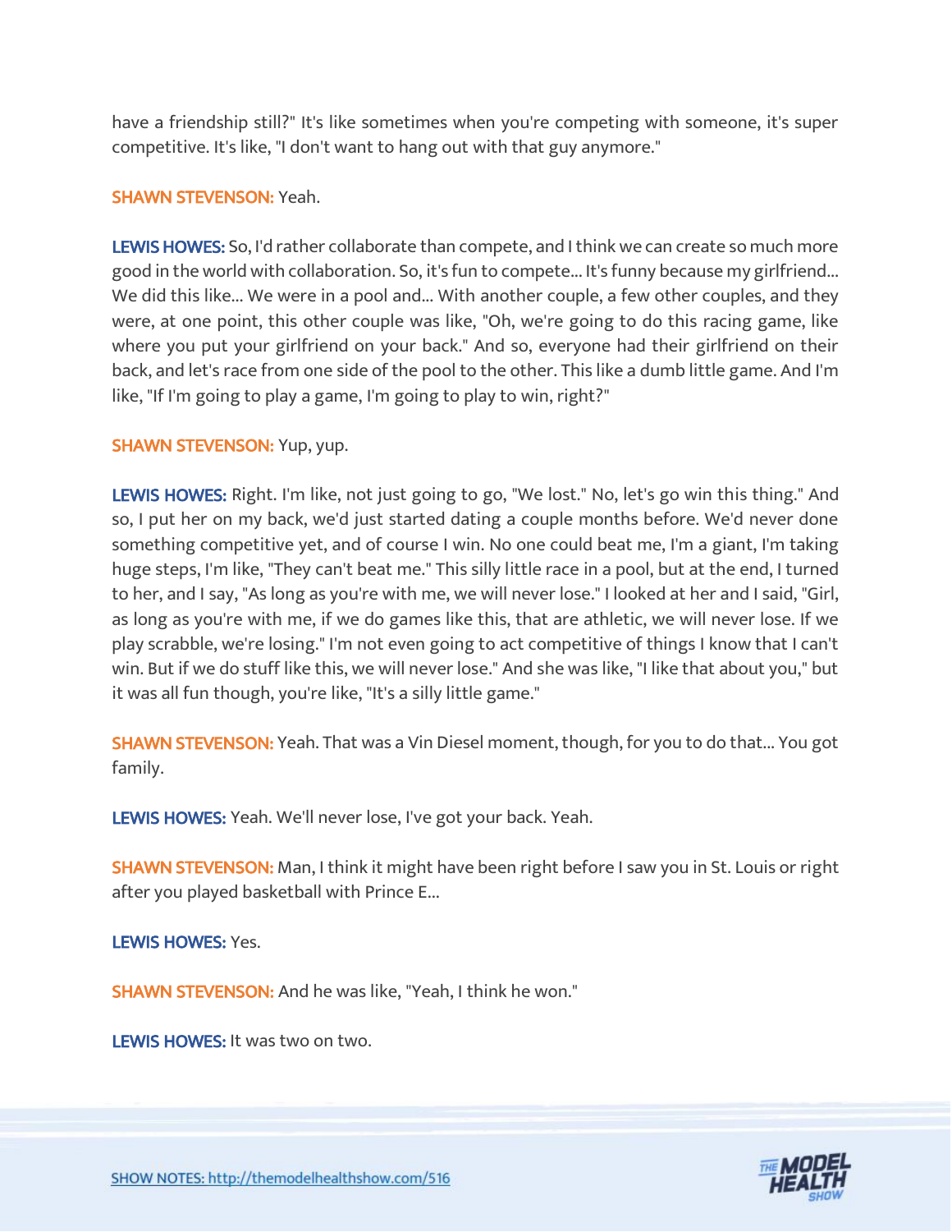have a friendship still?" It's like sometimes when you're competing with someone, it's super competitive. It's like, "I don't want to hang out with that guy anymore."

**SHAWN STEVENSON:** Yeah.

**LEWIS HOWES:** So, I'd rather collaborate than compete, and I think we can create so much more good in the world with collaboration. So, it's fun to compete... It's funny because my girlfriend... We did this like... We were in a pool and... With another couple, a few other couples, and they were, at one point, this other couple was like, "Oh, we're going to do this racing game, like where you put your girlfriend on your back." And so, everyone had their girlfriend on their back, and let's race from one side of the pool to the other. This like a dumb little game. And I'm like, "If I'm going to play a game, I'm going to play to win, right?"

**SHAWN STEVENSON:** Yup, yup.

**LEWIS HOWES:** Right. I'm like, not just going to go, "We lost." No, let's go win this thing." And so, I put her on my back, we'd just started dating a couple months before. We'd never done something competitive yet, and of course I win. No one could beat me, I'm a giant, I'm taking huge steps, I'm like, "They can't beat me." This silly little race in a pool, but at the end, I turned to her, and I say, "As long as you're with me, we will never lose." I looked at her and I said, "Girl, as long as you're with me, if we do games like this, that are athletic, we will never lose. If we play scrabble, we're losing." I'm not even going to act competitive of things I know that I can't win. But if we do stuff like this, we will never lose." And she was like, "I like that about you," but it was all fun though, you're like, "It's a silly little game."

**SHAWN STEVENSON:** Yeah. That was a Vin Diesel moment, though, for you to do that... You got family.

**LEWIS HOWES:** Yeah. We'll never lose, I've got your back. Yeah.

**SHAWN STEVENSON:** Man, I think it might have been right before I saw you in St. Louis or right after you played basketball with Prince E...

**LEWIS HOWES:** Yes.

**SHAWN STEVENSON:** And he was like, "Yeah, I think he won."

**LEWIS HOWES:** It was two on two.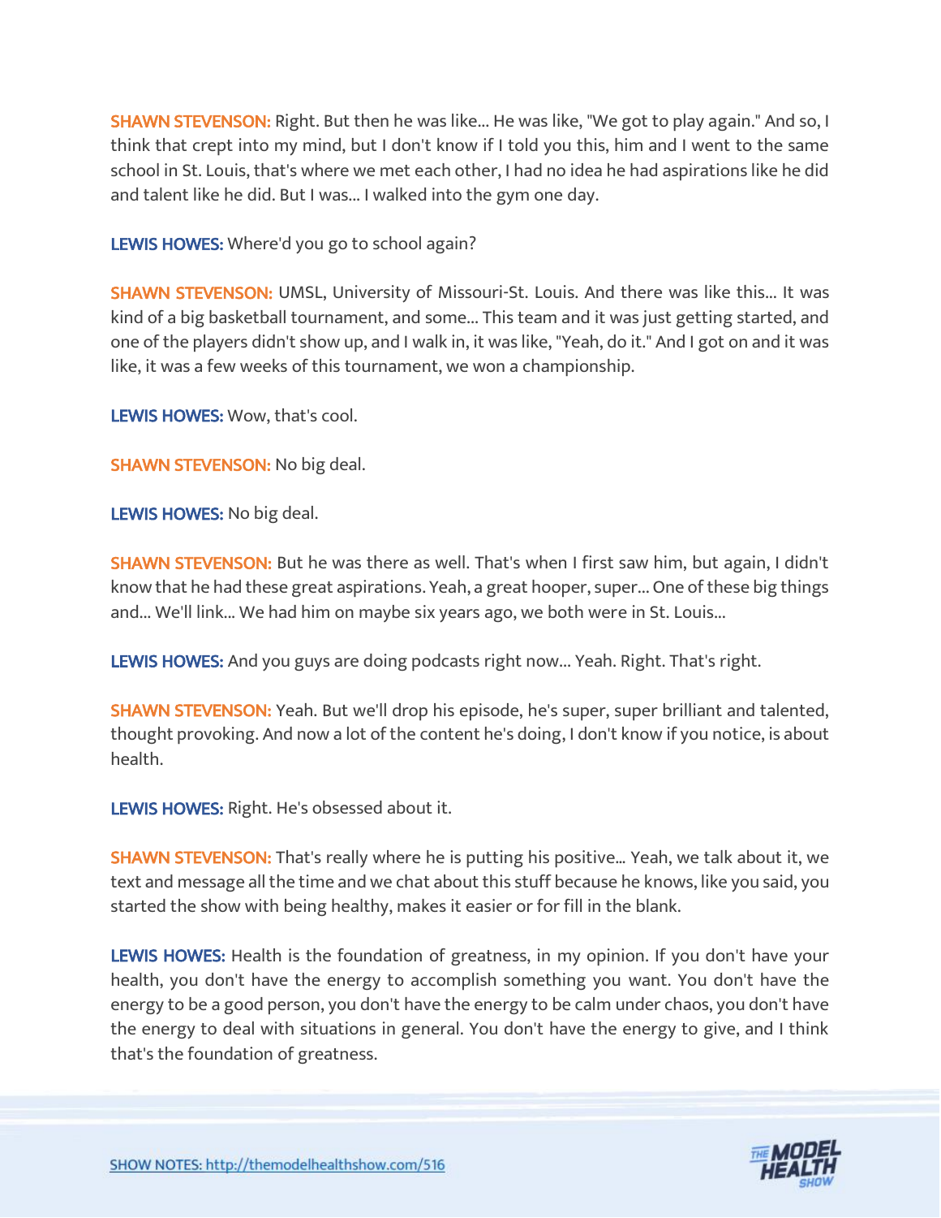**SHAWN STEVENSON:** Right. But then he was like... He was like, "We got to play again." And so, I think that crept into my mind, but I don't know if I told you this, him and I went to the same school in St. Louis, that's where we met each other, I had no idea he had aspirations like he did and talent like he did. But I was... I walked into the gym one day.

**LEWIS HOWES:** Where'd you go to school again?

**SHAWN STEVENSON:** UMSL, University of Missouri-St. Louis. And there was like this... It was kind of a big basketball tournament, and some... This team and it was just getting started, and one of the players didn't show up, and I walk in, it was like, "Yeah, do it." And I got on and it was like, it was a few weeks of this tournament, we won a championship.

**LEWIS HOWES:** Wow, that's cool.

**SHAWN STEVENSON:** No big deal.

**LEWIS HOWES:** No big deal.

**SHAWN STEVENSON:** But he was there as well. That's when I first saw him, but again, I didn't know that he had these great aspirations. Yeah, a great hooper, super... One of these big things and... We'll link... We had him on maybe six years ago, we both were in St. Louis...

**LEWIS HOWES:** And you guys are doing podcasts right now... Yeah. Right. That's right.

**SHAWN STEVENSON:** Yeah. But we'll drop his episode, he's super, super brilliant and talented, thought provoking. And now a lot of the content he's doing, I don't know if you notice, is about health.

**LEWIS HOWES:** Right. He's obsessed about it.

**SHAWN STEVENSON:** That's really where he is putting his positive... Yeah, we talk about it, we text and message all the time and we chat about this stuff because he knows, like you said, you started the show with being healthy, makes it easier or for fill in the blank.

**LEWIS HOWES:** Health is the foundation of greatness, in my opinion. If you don't have your health, you don't have the energy to accomplish something you want. You don't have the energy to be a good person, you don't have the energy to be calm under chaos, you don't have the energy to deal with situations in general. You don't have the energy to give, and I think that's the foundation of greatness.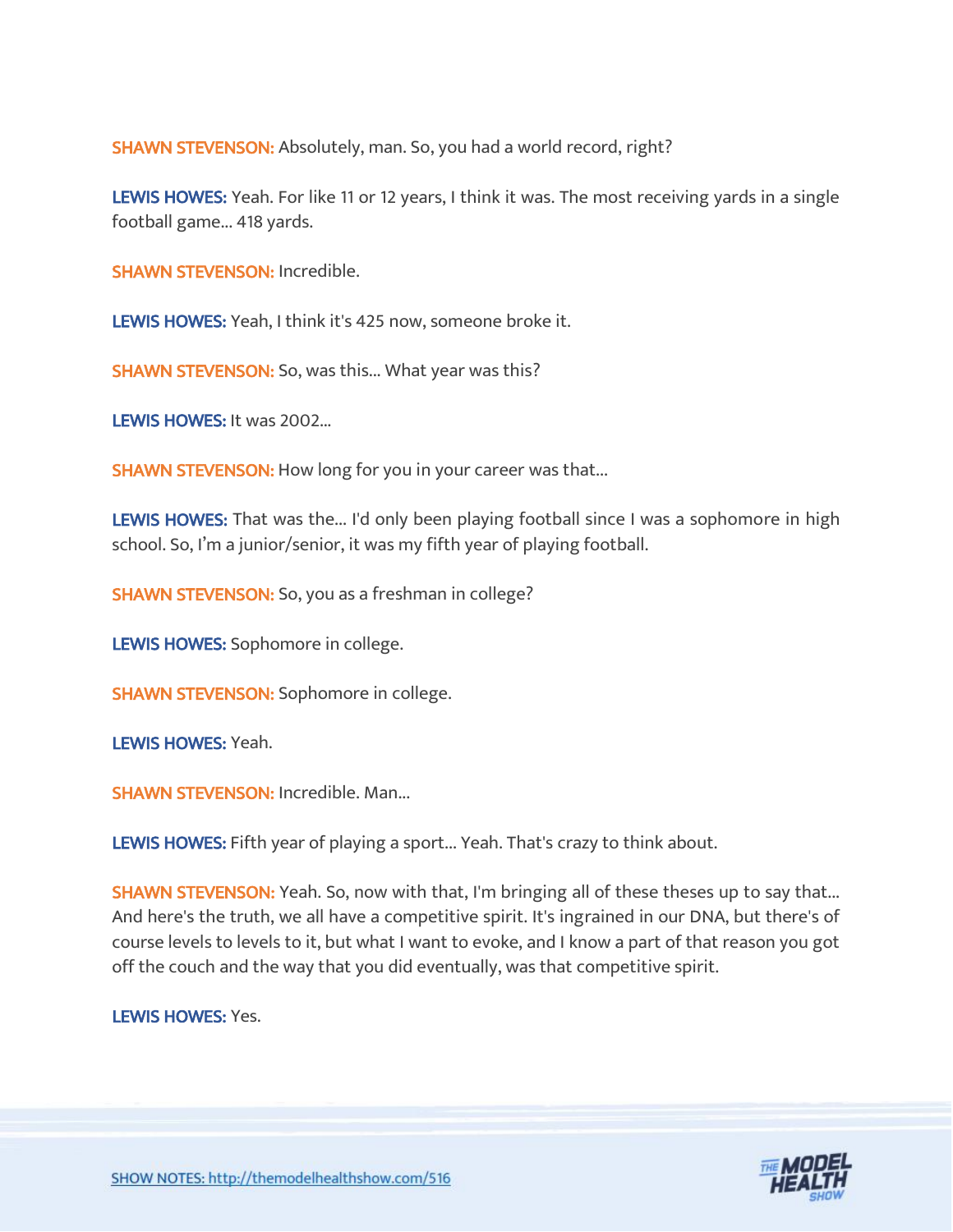**SHAWN STEVENSON:** Absolutely, man. So, you had a world record, right?

**LEWIS HOWES:** Yeah. For like 11 or 12 years, I think it was. The most receiving yards in a single football game... 418 yards.

**SHAWN STEVENSON:** Incredible.

**LEWIS HOWES:** Yeah, I think it's 425 now, someone broke it.

**SHAWN STEVENSON:** So, was this... What year was this?

**LEWIS HOWES:** It was 2002...

**SHAWN STEVENSON:** How long for you in your career was that...

**LEWIS HOWES:** That was the... I'd only been playing football since I was a sophomore in high school. So, I'm a junior/senior, it was my fifth year of playing football.

**SHAWN STEVENSON:** So, you as a freshman in college?

**LEWIS HOWES:** Sophomore in college.

**SHAWN STEVENSON:** Sophomore in college.

**LEWIS HOWES:** Yeah.

**SHAWN STEVENSON:** Incredible. Man...

**LEWIS HOWES:** Fifth year of playing a sport... Yeah. That's crazy to think about.

**SHAWN STEVENSON:** Yeah. So, now with that, I'm bringing all of these theses up to say that... And here's the truth, we all have a competitive spirit. It's ingrained in our DNA, but there's of course levels to levels to it, but what I want to evoke, and I know a part of that reason you got off the couch and the way that you did eventually, was that competitive spirit.

**LEWIS HOWES:** Yes.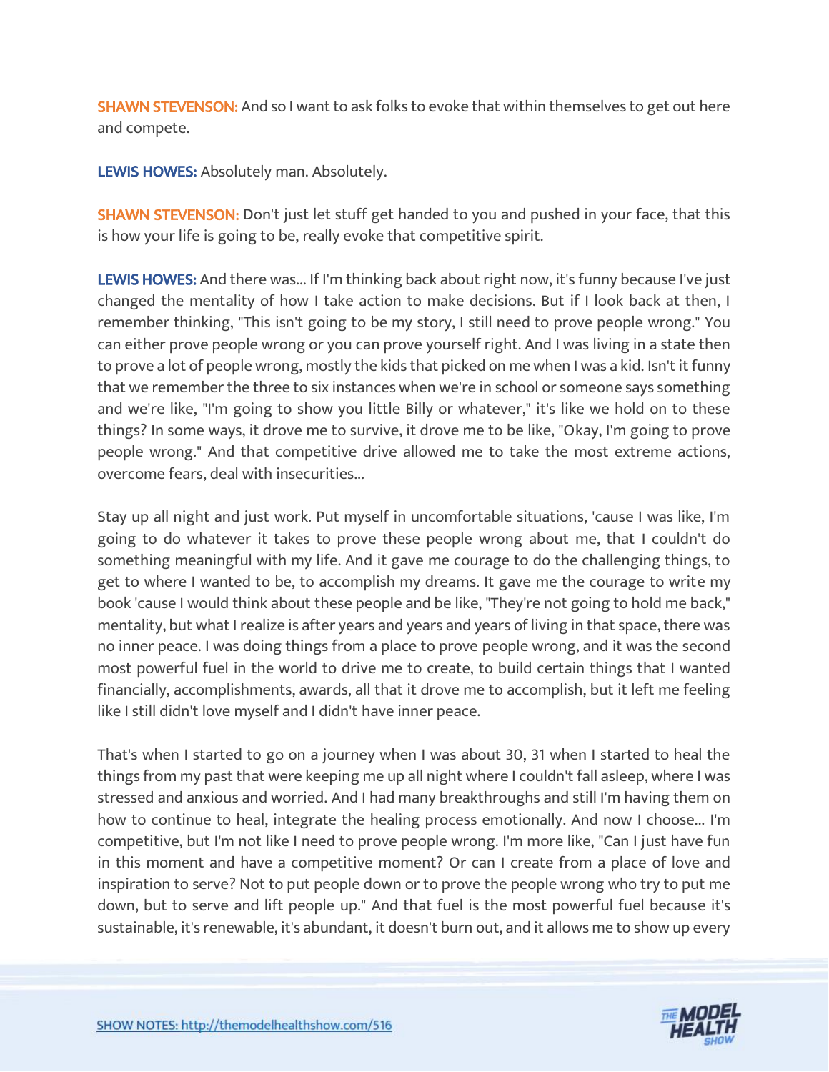**SHAWN STEVENSON:** And so I want to ask folks to evoke that within themselves to get out here and compete.

**LEWIS HOWES:** Absolutely man. Absolutely.

**SHAWN STEVENSON:** Don't just let stuff get handed to you and pushed in your face, that this is how your life is going to be, really evoke that competitive spirit.

**LEWIS HOWES:** And there was... If I'm thinking back about right now, it's funny because I've just changed the mentality of how I take action to make decisions. But if I look back at then, I remember thinking, "This isn't going to be my story, I still need to prove people wrong." You can either prove people wrong or you can prove yourself right. And I was living in a state then to prove a lot of people wrong, mostly the kids that picked on me when I was a kid. Isn't it funny that we remember the three to six instances when we're in school or someone says something and we're like, "I'm going to show you little Billy or whatever," it's like we hold on to these things? In some ways, it drove me to survive, it drove me to be like, "Okay, I'm going to prove people wrong." And that competitive drive allowed me to take the most extreme actions, overcome fears, deal with insecurities...

Stay up all night and just work. Put myself in uncomfortable situations, 'cause I was like, I'm going to do whatever it takes to prove these people wrong about me, that I couldn't do something meaningful with my life. And it gave me courage to do the challenging things, to get to where I wanted to be, to accomplish my dreams. It gave me the courage to write my book 'cause I would think about these people and be like, "They're not going to hold me back," mentality, but what I realize is after years and years and years of living in that space, there was no inner peace. I was doing things from a place to prove people wrong, and it was the second most powerful fuel in the world to drive me to create, to build certain things that I wanted financially, accomplishments, awards, all that it drove me to accomplish, but it left me feeling like I still didn't love myself and I didn't have inner peace.

That's when I started to go on a journey when I was about 30, 31 when I started to heal the things from my past that were keeping me up all night where I couldn't fall asleep, where I was stressed and anxious and worried. And I had many breakthroughs and still I'm having them on how to continue to heal, integrate the healing process emotionally. And now I choose... I'm competitive, but I'm not like I need to prove people wrong. I'm more like, "Can I just have fun in this moment and have a competitive moment? Or can I create from a place of love and inspiration to serve? Not to put people down or to prove the people wrong who try to put me down, but to serve and lift people up." And that fuel is the most powerful fuel because it's sustainable, it's renewable, it's abundant, it doesn't burn out, and it allows me to show up every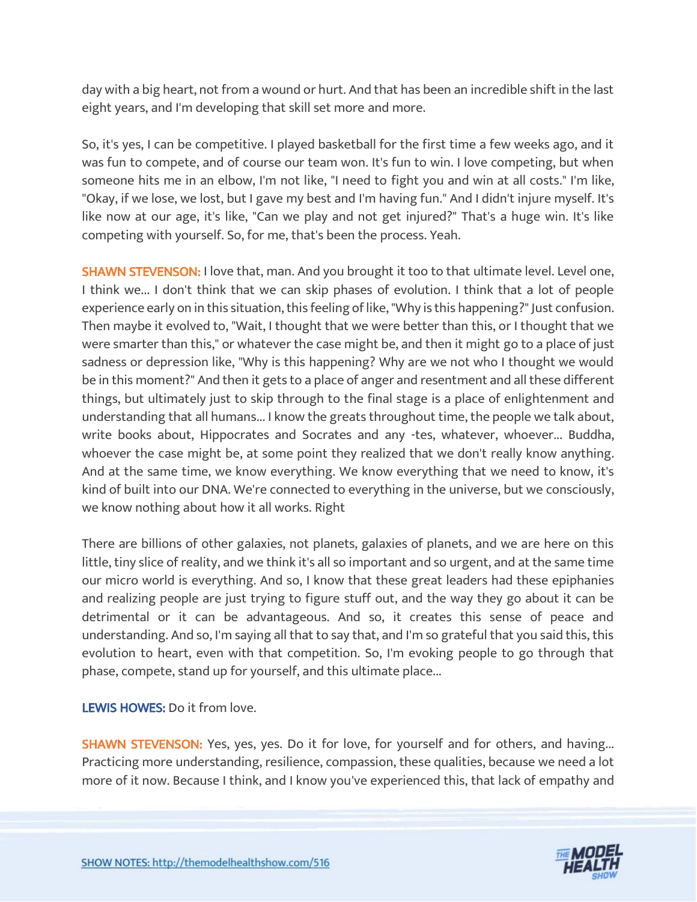day with a big heart, not from a wound or hurt. And that has been an incredible shift in the last eight years, and I'm developing that skill set more and more.

So, it's yes, I can be competitive. I played basketball for the first time a few weeks ago, and it was fun to compete, and of course our team won. It's fun to win. I love competing, but when someone hits me in an elbow, I'm not like, "I need to fight you and win at all costs." I'm like, "Okay, if we lose, we lost, but I gave my best and I'm having fun." And I didn't injure myself. It's like now at our age, it's like, "Can we play and not get injured?" That's a huge win. It's like competing with yourself. So, for me, that's been the process. Yeah.

**SHAWN STEVENSON:** I love that, man. And you brought it too to that ultimate level. Level one, I think we... I don't think that we can skip phases of evolution. I think that a lot of people experience early on in this situation, this feeling of like, "Why is this happening?" Just confusion. Then maybe it evolved to, "Wait, I thought that we were better than this, or I thought that we were smarter than this," or whatever the case might be, and then it might go to a place of just sadness or depression like, "Why is this happening? Why are we not who I thought we would be in this moment?" And then it gets to a place of anger and resentment and all these different things, but ultimately just to skip through to the final stage is a place of enlightenment and understanding that all humans... I know the greats throughout time, the people we talk about, write books about, Hippocrates and Socrates and any -tes, whatever, whoever... Buddha, whoever the case might be, at some point they realized that we don't really know anything. And at the same time, we know everything. We know everything that we need to know, it's kind of built into our DNA. We're connected to everything in the universe, but we consciously, we know nothing about how it all works. Right

There are billions of other galaxies, not planets, galaxies of planets, and we are here on this little, tiny slice of reality, and we think it's all so important and so urgent, and at the same time our micro world is everything. And so, I know that these great leaders had these epiphanies and realizing people are just trying to figure stuff out, and the way they go about it can be detrimental or it can be advantageous. And so, it creates this sense of peace and understanding. And so, I'm saying all that to say that, and I'm so grateful that you said this, this evolution to heart, even with that competition. So, I'm evoking people to go through that phase, compete, stand up for yourself, and this ultimate place...

**LEWIS HOWES:** Do it from love.

**SHAWN STEVENSON:** Yes, yes, yes. Do it for love, for yourself and for others, and having... Practicing more understanding, resilience, compassion, these qualities, because we need a lot more of it now. Because I think, and I know you've experienced this, that lack of empathy and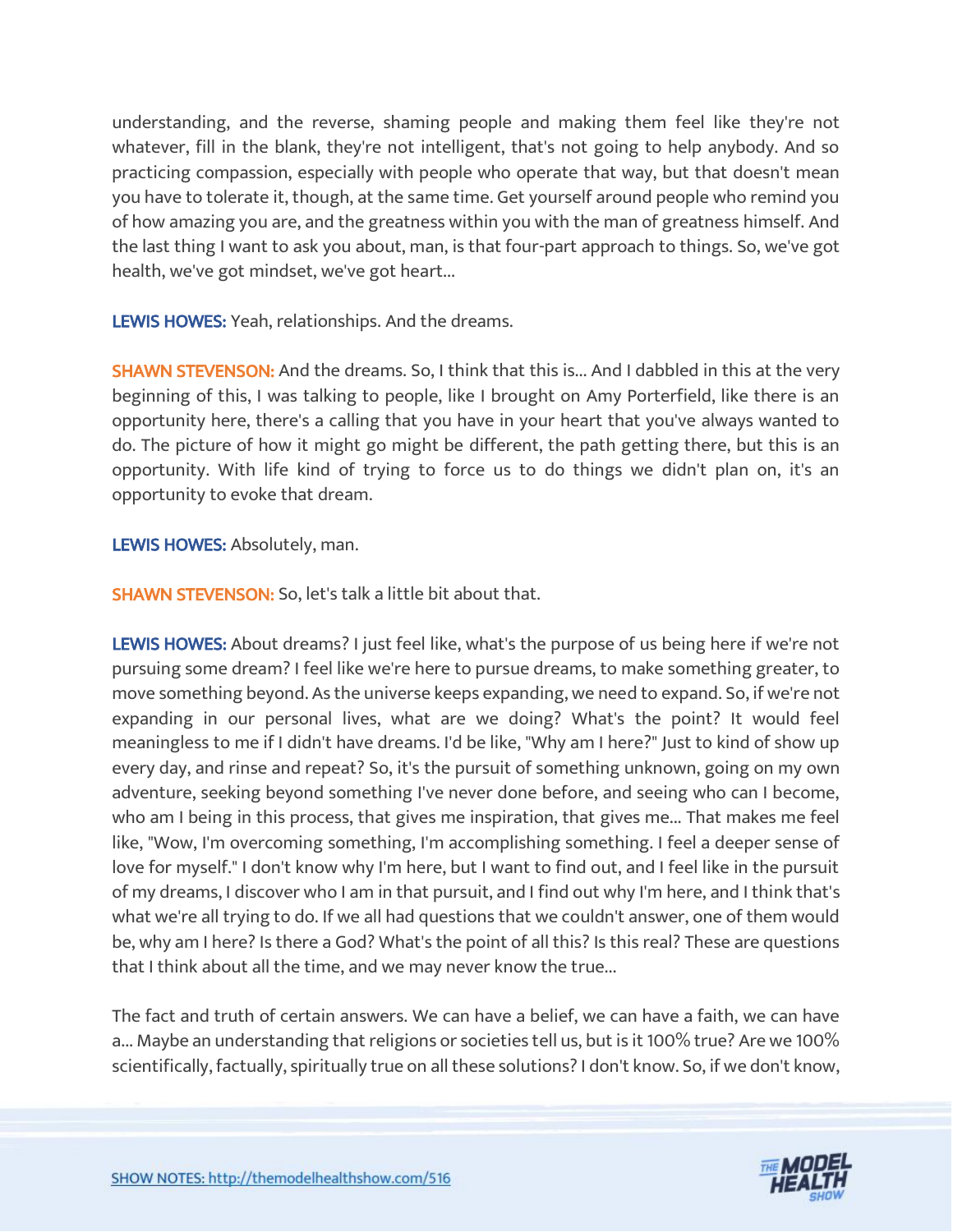understanding, and the reverse, shaming people and making them feel like they're not whatever, fill in the blank, they're not intelligent, that's not going to help anybody. And so practicing compassion, especially with people who operate that way, but that doesn't mean you have to tolerate it, though, at the same time. Get yourself around people who remind you of how amazing you are, and the greatness within you with the man of greatness himself. And the last thing I want to ask you about, man, is that four-part approach to things. So, we've got health, we've got mindset, we've got heart...

**LEWIS HOWES:** Yeah, relationships. And the dreams.

**SHAWN STEVENSON:** And the dreams. So, I think that this is... And I dabbled in this at the very beginning of this, I was talking to people, like I brought on Amy Porterfield, like there is an opportunity here, there's a calling that you have in your heart that you've always wanted to do. The picture of how it might go might be different, the path getting there, but this is an opportunity. With life kind of trying to force us to do things we didn't plan on, it's an opportunity to evoke that dream.

**LEWIS HOWES:** Absolutely, man.

**SHAWN STEVENSON:** So, let's talk a little bit about that.

**LEWIS HOWES:** About dreams? I just feel like, what's the purpose of us being here if we're not pursuing some dream? I feel like we're here to pursue dreams, to make something greater, to move something beyond. As the universe keeps expanding, we need to expand. So, if we're not expanding in our personal lives, what are we doing? What's the point? It would feel meaningless to me if I didn't have dreams. I'd be like, "Why am I here?" Just to kind of show up every day, and rinse and repeat? So, it's the pursuit of something unknown, going on my own adventure, seeking beyond something I've never done before, and seeing who can I become, who am I being in this process, that gives me inspiration, that gives me... That makes me feel like, "Wow, I'm overcoming something, I'm accomplishing something. I feel a deeper sense of love for myself." I don't know why I'm here, but I want to find out, and I feel like in the pursuit of my dreams, I discover who I am in that pursuit, and I find out why I'm here, and I think that's what we're all trying to do. If we all had questions that we couldn't answer, one of them would be, why am I here? Is there a God? What's the point of all this? Is this real? These are questions that I think about all the time, and we may never know the true...

The fact and truth of certain answers. We can have a belief, we can have a faith, we can have a... Maybe an understanding that religions or societies tell us, but is it 100% true? Are we 100% scientifically, factually, spiritually true on all these solutions? I don't know. So, if we don't know,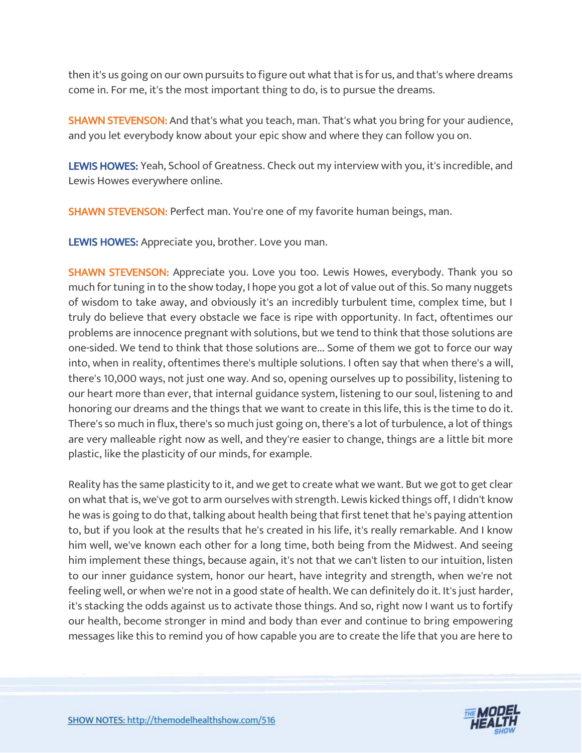then it's us going on our own pursuits to figure out what that is for us, and that's where dreams come in. For me, it's the most important thing to do, is to pursue the dreams.

**SHAWN STEVENSON:** And that's what you teach, man. That's what you bring for your audience, and you let everybody know about your epic show and where they can follow you on.

**LEWIS HOWES:** Yeah, School of Greatness. Check out my interview with you, it's incredible, and Lewis Howes everywhere online.

**SHAWN STEVENSON:** Perfect man. You're one of my favorite human beings, man.

**LEWIS HOWES:** Appreciate you, brother. Love you man.

**SHAWN STEVENSON:** Appreciate you. Love you too. Lewis Howes, everybody. Thank you so much for tuning in to the show today, I hope you got a lot of value out of this. So many nuggets of wisdom to take away, and obviously it's an incredibly turbulent time, complex time, but I truly do believe that every obstacle we face is ripe with opportunity. In fact, oftentimes our problems are innocence pregnant with solutions, but we tend to think that those solutions are one-sided. We tend to think that those solutions are... Some of them we got to force our way into, when in reality, oftentimes there's multiple solutions. I often say that when there's a will, there's 10,000 ways, not just one way. And so, opening ourselves up to possibility, listening to our heart more than ever, that internal guidance system, listening to our soul, listening to and honoring our dreams and the things that we want to create in this life, this is the time to do it. There's so much in flux, there's so much just going on, there's a lot of turbulence, a lot of things are very malleable right now as well, and they're easier to change, things are a little bit more plastic, like the plasticity of our minds, for example.

Reality has the same plasticity to it, and we get to create what we want. But we got to get clear on what that is, we've got to arm ourselves with strength. Lewis kicked things off, I didn't know he was is going to do that, talking about health being that first tenet that he's paying attention to, but if you look at the results that he's created in his life, it's really remarkable. And I know him well, we've known each other for a long time, both being from the Midwest. And seeing him implement these things, because again, it's not that we can't listen to our intuition, listen to our inner guidance system, honor our heart, have integrity and strength, when we're not feeling well, or when we're not in a good state of health. We can definitely do it. It's just harder, it's stacking the odds against us to activate those things. And so, right now I want us to fortify our health, become stronger in mind and body than ever and continue to bring empowering messages like this to remind you of how capable you are to create the life that you are here to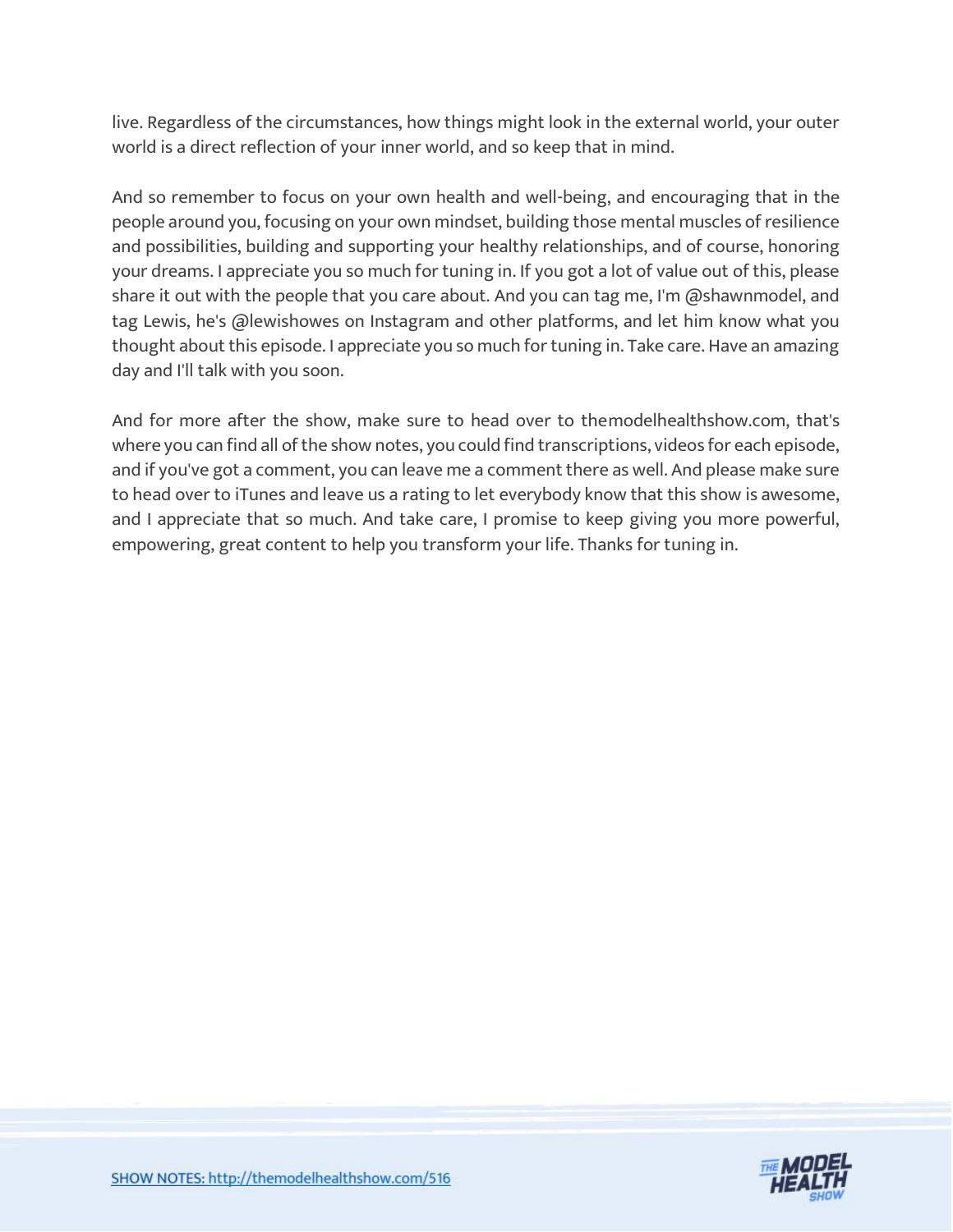live. Regardless of the circumstances, how things might look in the external world, your outer world is a direct reflection of your inner world, and so keep that in mind.

And so remember to focus on your own health and well-being, and encouraging that in the people around you, focusing on your own mindset, building those mental muscles of resilience and possibilities, building and supporting your healthy relationships, and of course, honoring your dreams. I appreciate you so much for tuning in. If you got a lot of value out of this, please share it out with the people that you care about. And you can tag me, I'm @shawnmodel, and tag Lewis, he's @lewishowes on Instagram and other platforms, and let him know what you thought about this episode. I appreciate you so much for tuning in. Take care. Have an amazing day and I'll talk with you soon.

And for more after the show, make sure to head over to themodelhealthshow.com, that's where you can find all of the show notes, you could find transcriptions, videos for each episode, and if you've got a comment, you can leave me a comment there as well. And please make sure to head over to iTunes and leave us a rating to let everybody know that this show is awesome, and I appreciate that so much. And take care, I promise to keep giving you more powerful, empowering, great content to help you transform your life. Thanks for tuning in.